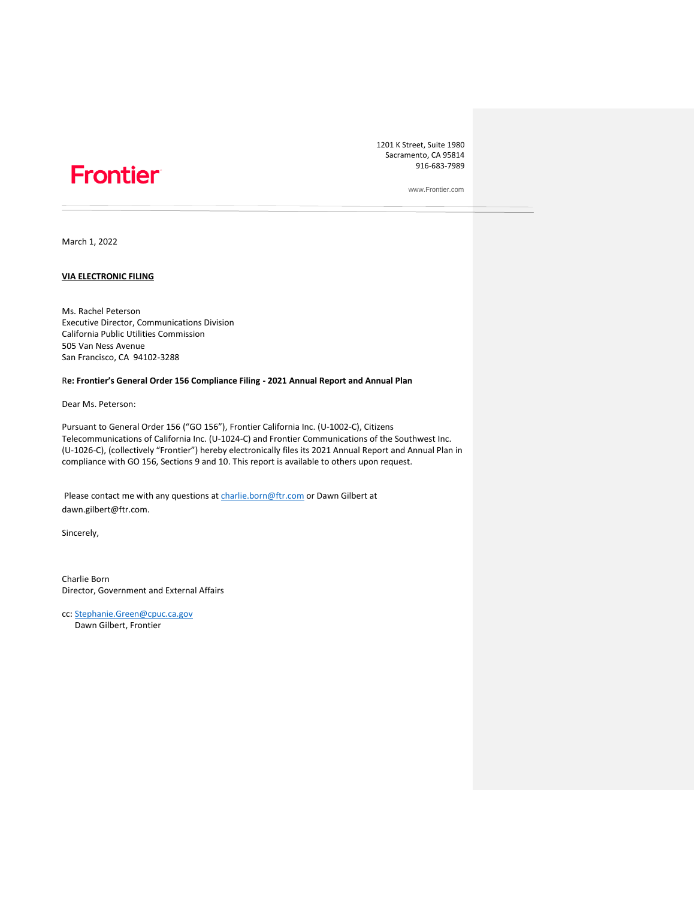**Frontier**

1201 K Street, Suite 1980
Sacramento, CA 95814
916-683-7989

www.Frontier.com

---

March 1, 2022

**VIA ELECTRONIC FILING**

Ms. Rachel Peterson
Executive Director, Communications Division
California Public Utilities Commission
505 Van Ness Avenue
San Francisco, CA 94102-3288

Re**: Frontier's General Order 156 Compliance Filing - 2021 Annual Report and Annual Plan**

Dear Ms. Peterson:

Pursuant to General Order 156 ("GO 156"), Frontier California Inc. (U-1002-C), Citizens Telecommunications of California Inc. (U-1024-C) and Frontier Communications of the Southwest Inc. (U-1026-C), (collectively "Frontier") hereby electronically files its 2021 Annual Report and Annual Plan in compliance with GO 156, Sections 9 and 10. This report is available to others upon request.

Please contact me with any questions at charlie.born@ftr.com or Dawn Gilbert at dawn.gilbert@ftr.com.

Sincerely,

Charlie Born
Director, Government and External Affairs

cc: Stephanie.Green@cpuc.ca.gov
Dawn Gilbert, Frontier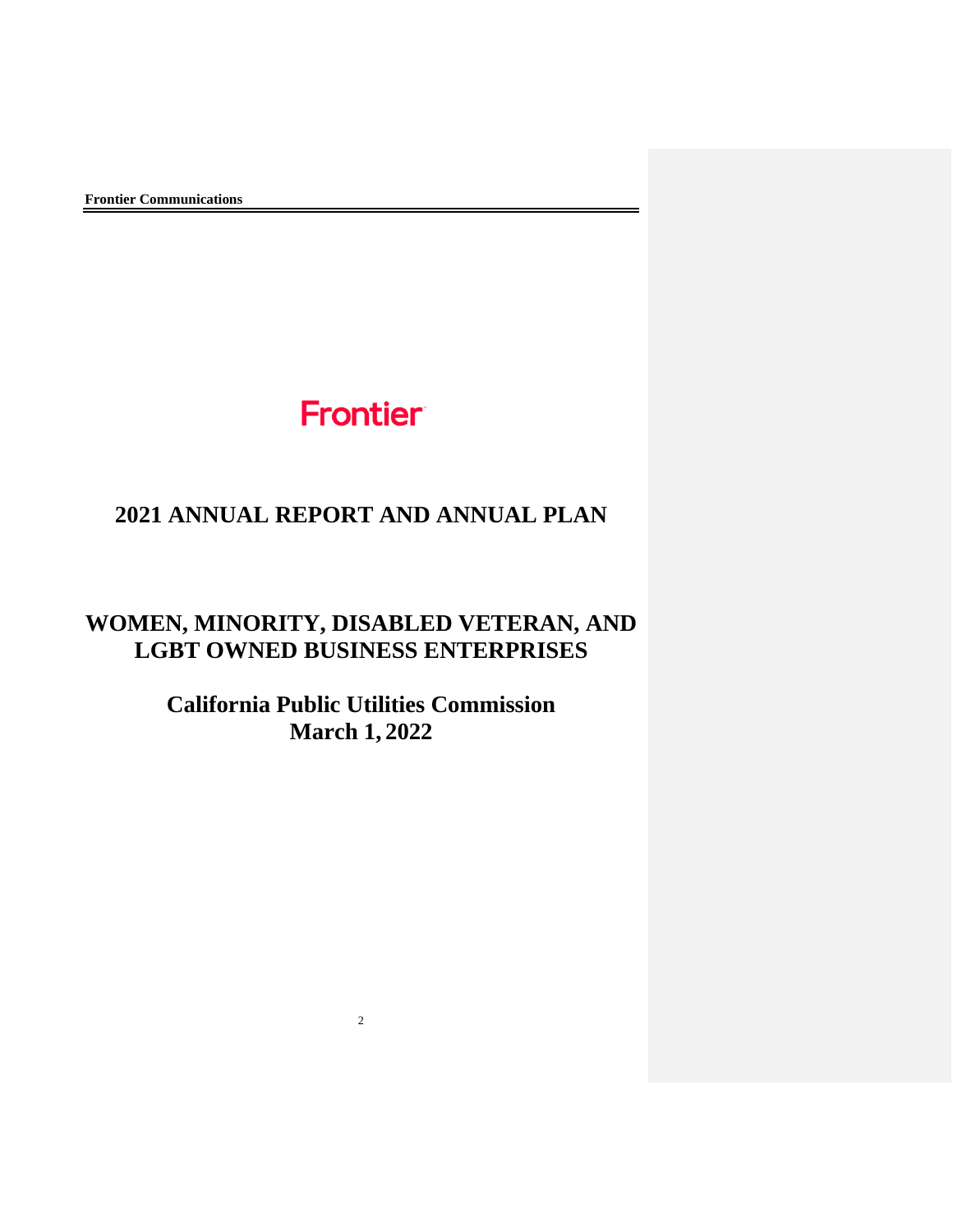# Frontier

# 2021 ANNUAL REPORT AND ANNUAL PLAN

# WOMEN, MINORITY, DISABLED VETERAN, AND LGBT OWNED BUSINESS ENTERPRISES

## California Public Utilities Commission
## March 1, 2022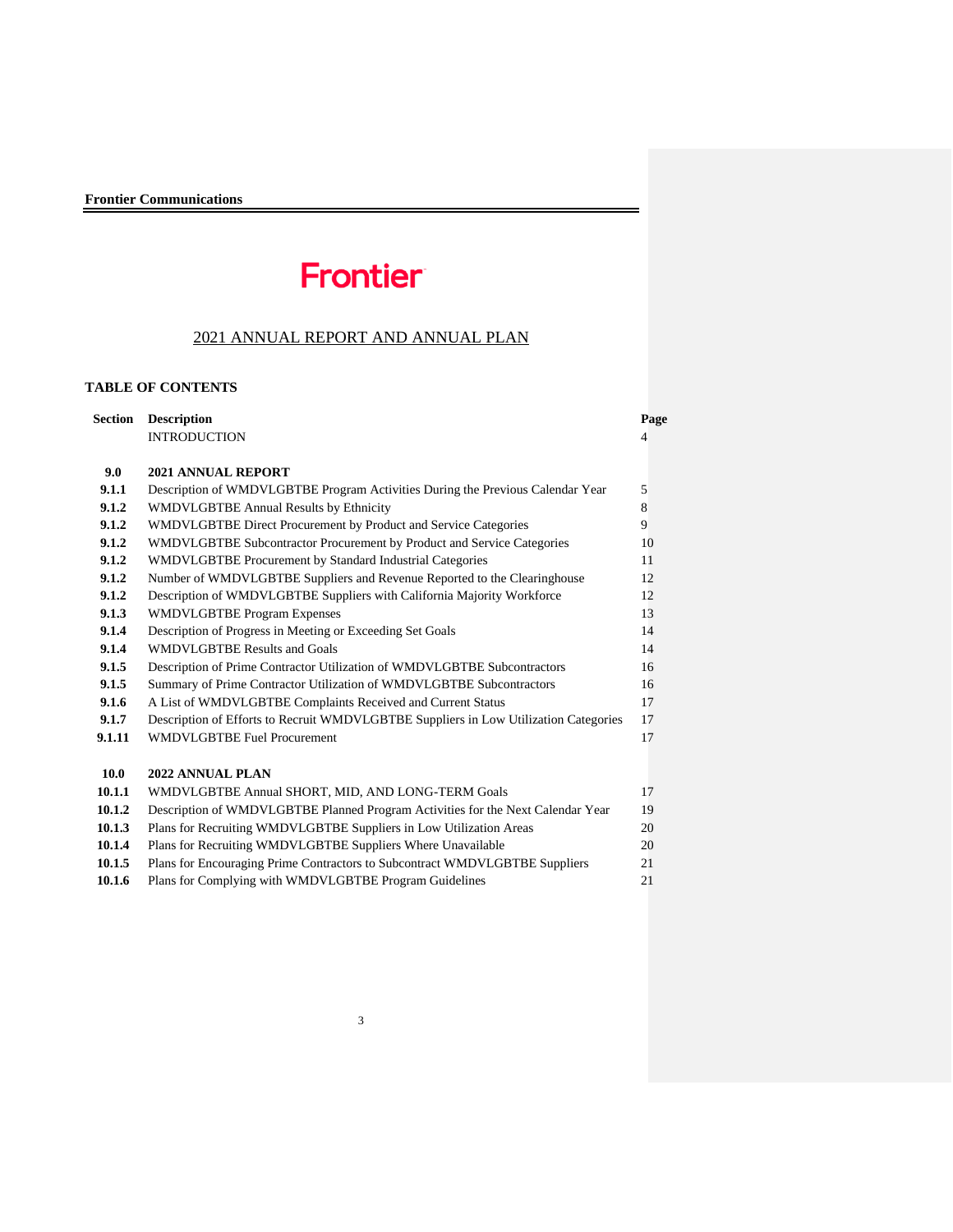Frontier

## 2021 ANNUAL REPORT AND ANNUAL PLAN

### TABLE OF CONTENTS

| Section | Description | Page |
|---|---|---|
| | INTRODUCTION | 4 |
| **9.0** | **2021 ANNUAL REPORT** | |
| **9.1.1** | Description of WMDVLGBTBE Program Activities During the Previous Calendar Year | 5 |
| **9.1.2** | WMDVLGBTBE Annual Results by Ethnicity | 8 |
| **9.1.2** | WMDVLGBTBE Direct Procurement by Product and Service Categories | 9 |
| **9.1.2** | WMDVLGBTBE Subcontractor Procurement by Product and Service Categories | 10 |
| **9.1.2** | WMDVLGBTBE Procurement by Standard Industrial Categories | 11 |
| **9.1.2** | Number of WMDVLGBTBE Suppliers and Revenue Reported to the Clearinghouse | 12 |
| **9.1.2** | Description of WMDVLGBTBE Suppliers with California Majority Workforce | 12 |
| **9.1.3** | WMDVLGBTBE Program Expenses | 13 |
| **9.1.4** | Description of Progress in Meeting or Exceeding Set Goals | 14 |
| **9.1.4** | WMDVLGBTBE Results and Goals | 14 |
| **9.1.5** | Description of Prime Contractor Utilization of WMDVLGBTBE Subcontractors | 16 |
| **9.1.5** | Summary of Prime Contractor Utilization of WMDVLGBTBE Subcontractors | 16 |
| **9.1.6** | A List of WMDVLGBTBE Complaints Received and Current Status | 17 |
| **9.1.7** | Description of Efforts to Recruit WMDVLGBTBE Suppliers in Low Utilization Categories | 17 |
| **9.1.11** | WMDVLGBTBE Fuel Procurement | 17 |
| **10.0** | **2022 ANNUAL PLAN** | |
| **10.1.1** | WMDVLGBTBE Annual SHORT, MID, AND LONG-TERM Goals | 17 |
| **10.1.2** | Description of WMDVLGBTBE Planned Program Activities for the Next Calendar Year | 19 |
| **10.1.3** | Plans for Recruiting WMDVLGBTBE Suppliers in Low Utilization Areas | 20 |
| **10.1.4** | Plans for Recruiting WMDVLGBTBE Suppliers Where Unavailable | 20 |
| **10.1.5** | Plans for Encouraging Prime Contractors to Subcontract WMDVLGBTBE Suppliers | 21 |
| **10.1.6** | Plans for Complying with WMDVLGBTBE Program Guidelines | 21 |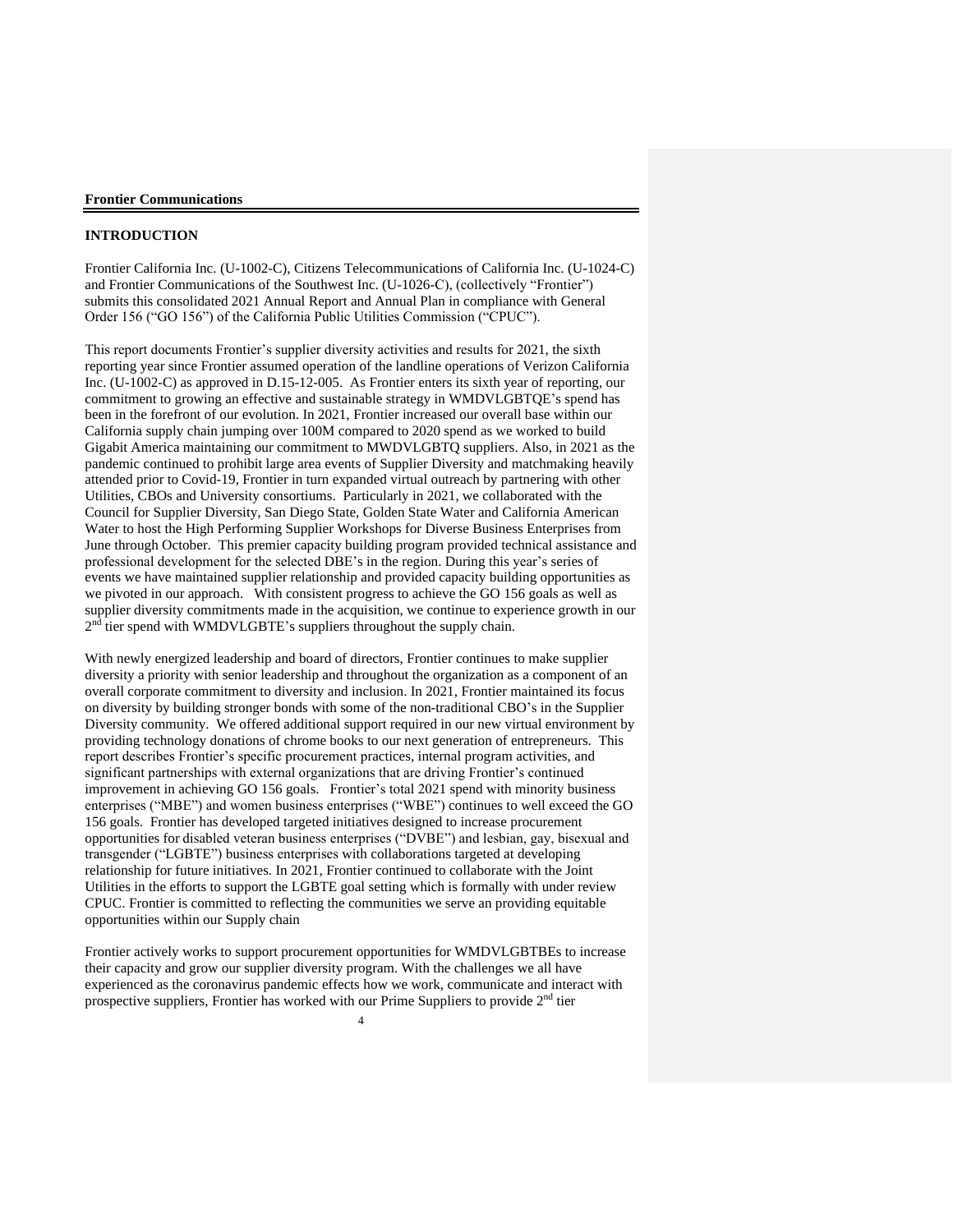**Frontier Communications**

## INTRODUCTION

Frontier California Inc. (U-1002-C), Citizens Telecommunications of California Inc. (U-1024-C) and Frontier Communications of the Southwest Inc. (U-1026-C), (collectively "Frontier") submits this consolidated 2021 Annual Report and Annual Plan in compliance with General Order 156 ("GO 156") of the California Public Utilities Commission ("CPUC").

This report documents Frontier's supplier diversity activities and results for 2021, the sixth reporting year since Frontier assumed operation of the landline operations of Verizon California Inc. (U-1002-C) as approved in D.15-12-005. As Frontier enters its sixth year of reporting, our commitment to growing an effective and sustainable strategy in WMDVLGBTQE's spend has been in the forefront of our evolution. In 2021, Frontier increased our overall base within our California supply chain jumping over 100M compared to 2020 spend as we worked to build Gigabit America maintaining our commitment to MWDVLGBTQ suppliers. Also, in 2021 as the pandemic continued to prohibit large area events of Supplier Diversity and matchmaking heavily attended prior to Covid-19, Frontier in turn expanded virtual outreach by partnering with other Utilities, CBOs and University consortiums. Particularly in 2021, we collaborated with the Council for Supplier Diversity, San Diego State, Golden State Water and California American Water to host the High Performing Supplier Workshops for Diverse Business Enterprises from June through October. This premier capacity building program provided technical assistance and professional development for the selected DBE's in the region. During this year's series of events we have maintained supplier relationship and provided capacity building opportunities as we pivoted in our approach. With consistent progress to achieve the GO 156 goals as well as supplier diversity commitments made in the acquisition, we continue to experience growth in our 2nd tier spend with WMDVLGBTE's suppliers throughout the supply chain.

With newly energized leadership and board of directors, Frontier continues to make supplier diversity a priority with senior leadership and throughout the organization as a component of an overall corporate commitment to diversity and inclusion. In 2021, Frontier maintained its focus on diversity by building stronger bonds with some of the non-traditional CBO's in the Supplier Diversity community. We offered additional support required in our new virtual environment by providing technology donations of chrome books to our next generation of entrepreneurs. This report describes Frontier's specific procurement practices, internal program activities, and significant partnerships with external organizations that are driving Frontier's continued improvement in achieving GO 156 goals. Frontier's total 2021 spend with minority business enterprises ("MBE") and women business enterprises ("WBE") continues to well exceed the GO 156 goals. Frontier has developed targeted initiatives designed to increase procurement opportunities for disabled veteran business enterprises ("DVBE") and lesbian, gay, bisexual and transgender ("LGBTE") business enterprises with collaborations targeted at developing relationship for future initiatives. In 2021, Frontier continued to collaborate with the Joint Utilities in the efforts to support the LGBTE goal setting which is formally with under review CPUC. Frontier is committed to reflecting the communities we serve an providing equitable opportunities within our Supply chain

Frontier actively works to support procurement opportunities for WMDVLGBTBEs to increase their capacity and grow our supplier diversity program. With the challenges we all have experienced as the coronavirus pandemic effects how we work, communicate and interact with prospective suppliers, Frontier has worked with our Prime Suppliers to provide 2nd tier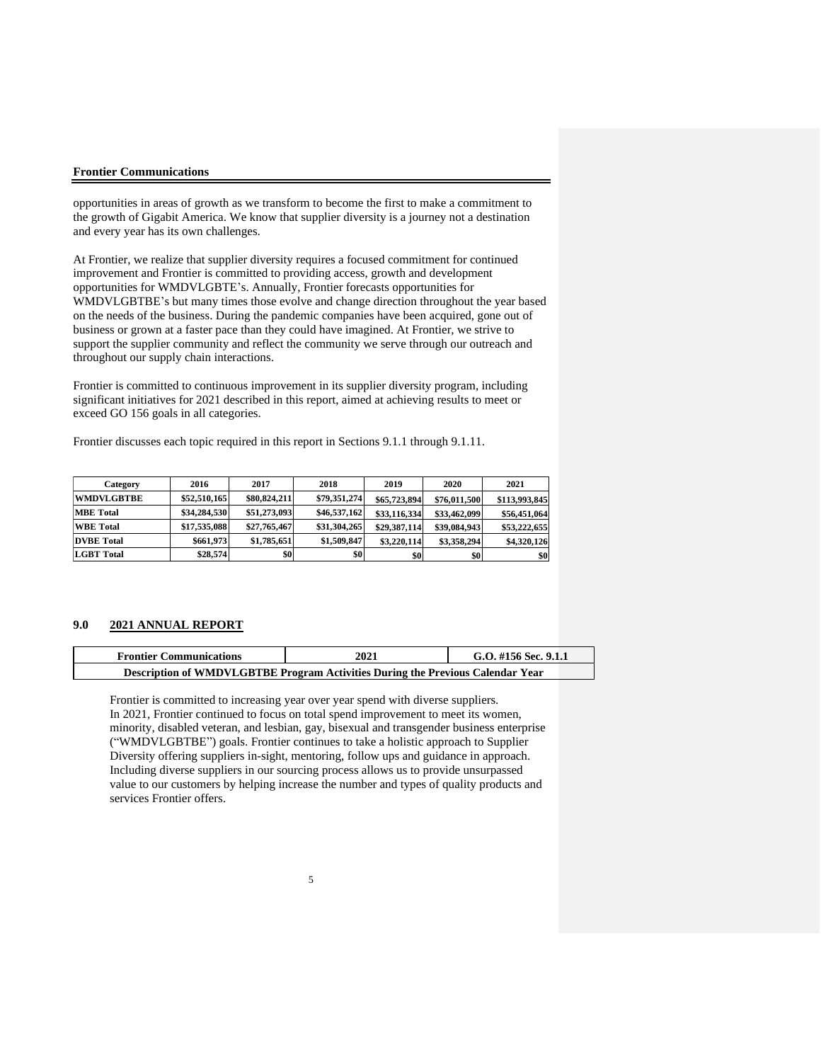opportunities in areas of growth as we transform to become the first to make a commitment to the growth of Gigabit America. We know that supplier diversity is a journey not a destination and every year has its own challenges.

At Frontier, we realize that supplier diversity requires a focused commitment for continued improvement and Frontier is committed to providing access, growth and development opportunities for WMDVLGBTE's. Annually, Frontier forecasts opportunities for WMDVLGBTBE's but many times those evolve and change direction throughout the year based on the needs of the business. During the pandemic companies have been acquired, gone out of business or grown at a faster pace than they could have imagined. At Frontier, we strive to support the supplier community and reflect the community we serve through our outreach and throughout our supply chain interactions.

Frontier is committed to continuous improvement in its supplier diversity program, including significant initiatives for 2021 described in this report, aimed at achieving results to meet or exceed GO 156 goals in all categories.

Frontier discusses each topic required in this report in Sections 9.1.1 through 9.1.11.

| Category | 2016 | 2017 | 2018 | 2019 | 2020 | 2021 |
|---|---|---|---|---|---|---|
| **WMDVLGBTBE** | $52,510,165 | $80,824,211 | $79,351,274 | $65,723,894 | $76,011,500 | $113,993,845 |
| **MBE Total** | $34,284,530 | $51,273,093 | $46,537,162 | $33,116,334 | $33,462,099 | $56,451,064 |
| **WBE Total** | $17,535,088 | $27,765,467 | $31,304,265 | $29,387,114 | $39,084,943 | $53,222,655 |
| **DVBE Total** | $661,973 | $1,785,651 | $1,509,847 | $3,220,114 | $3,358,294 | $4,320,126 |
| **LGBT Total** | $28,574 | $0 | $0 | $0 | $0 | $0 |

## 9.0 2021 ANNUAL REPORT

| Frontier Communications | 2021 | G.O. #156 Sec. 9.1.1 |
|---|---|---|
| **Description of WMDVLGBTBE Program Activities During the Previous Calendar Year** | | |

Frontier is committed to increasing year over year spend with diverse suppliers. In 2021, Frontier continued to focus on total spend improvement to meet its women, minority, disabled veteran, and lesbian, gay, bisexual and transgender business enterprise ("WMDVLGBTBE") goals. Frontier continues to take a holistic approach to Supplier Diversity offering suppliers in-sight, mentoring, follow ups and guidance in approach. Including diverse suppliers in our sourcing process allows us to provide unsurpassed value to our customers by helping increase the number and types of quality products and services Frontier offers.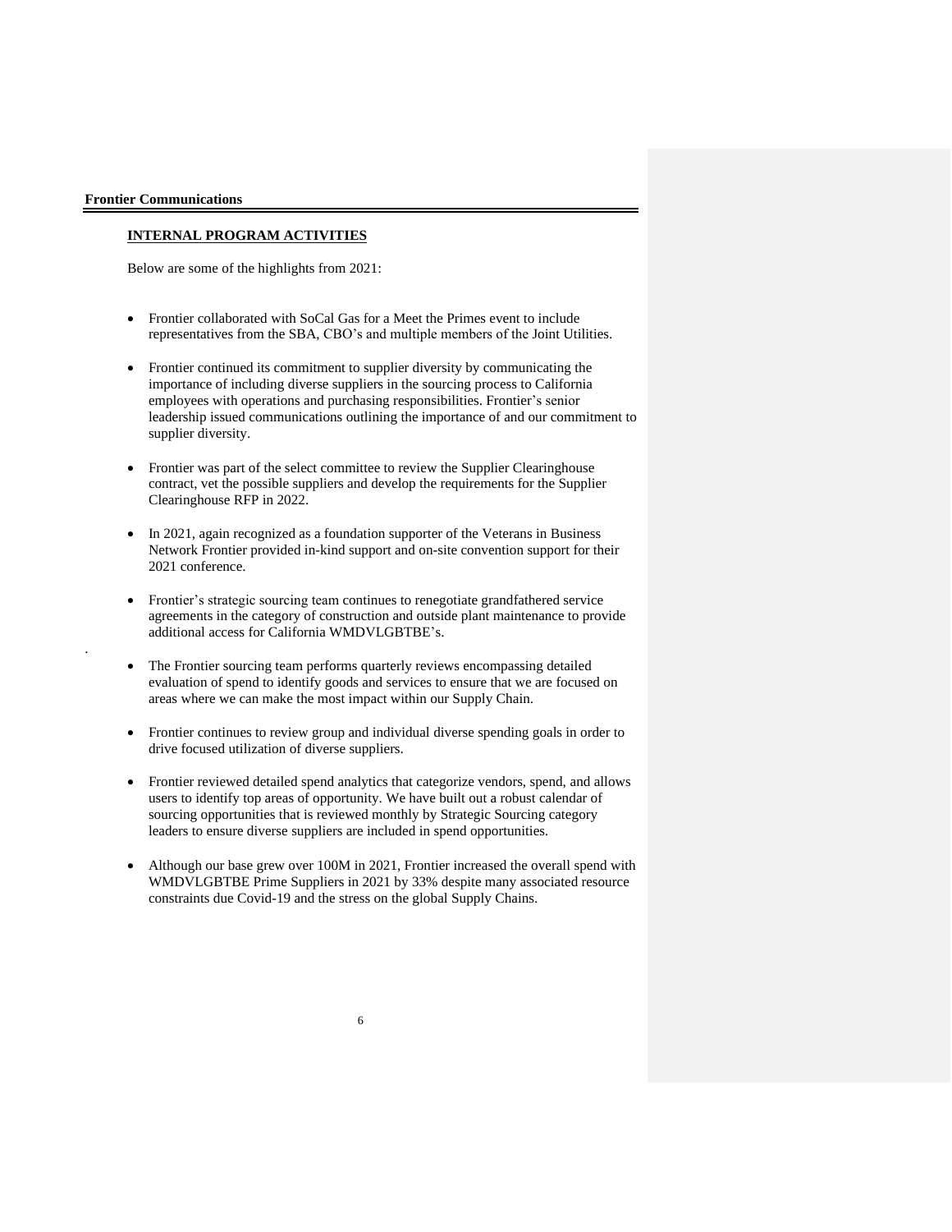**Frontier Communications**

## INTERNAL PROGRAM ACTIVITIES

Below are some of the highlights from 2021:

- Frontier collaborated with SoCal Gas for a Meet the Primes event to include representatives from the SBA, CBO's and multiple members of the Joint Utilities.
- Frontier continued its commitment to supplier diversity by communicating the importance of including diverse suppliers in the sourcing process to California employees with operations and purchasing responsibilities. Frontier's senior leadership issued communications outlining the importance of and our commitment to supplier diversity.
- Frontier was part of the select committee to review the Supplier Clearinghouse contract, vet the possible suppliers and develop the requirements for the Supplier Clearinghouse RFP in 2022.
- In 2021, again recognized as a foundation supporter of the Veterans in Business Network Frontier provided in-kind support and on-site convention support for their 2021 conference.
- Frontier's strategic sourcing team continues to renegotiate grandfathered service agreements in the category of construction and outside plant maintenance to provide additional access for California WMDVLGBTBE's.
- The Frontier sourcing team performs quarterly reviews encompassing detailed evaluation of spend to identify goods and services to ensure that we are focused on areas where we can make the most impact within our Supply Chain.
- Frontier continues to review group and individual diverse spending goals in order to drive focused utilization of diverse suppliers.
- Frontier reviewed detailed spend analytics that categorize vendors, spend, and allows users to identify top areas of opportunity. We have built out a robust calendar of sourcing opportunities that is reviewed monthly by Strategic Sourcing category leaders to ensure diverse suppliers are included in spend opportunities.
- Although our base grew over 100M in 2021, Frontier increased the overall spend with WMDVLGBTBE Prime Suppliers in 2021 by 33% despite many associated resource constraints due Covid-19 and the stress on the global Supply Chains.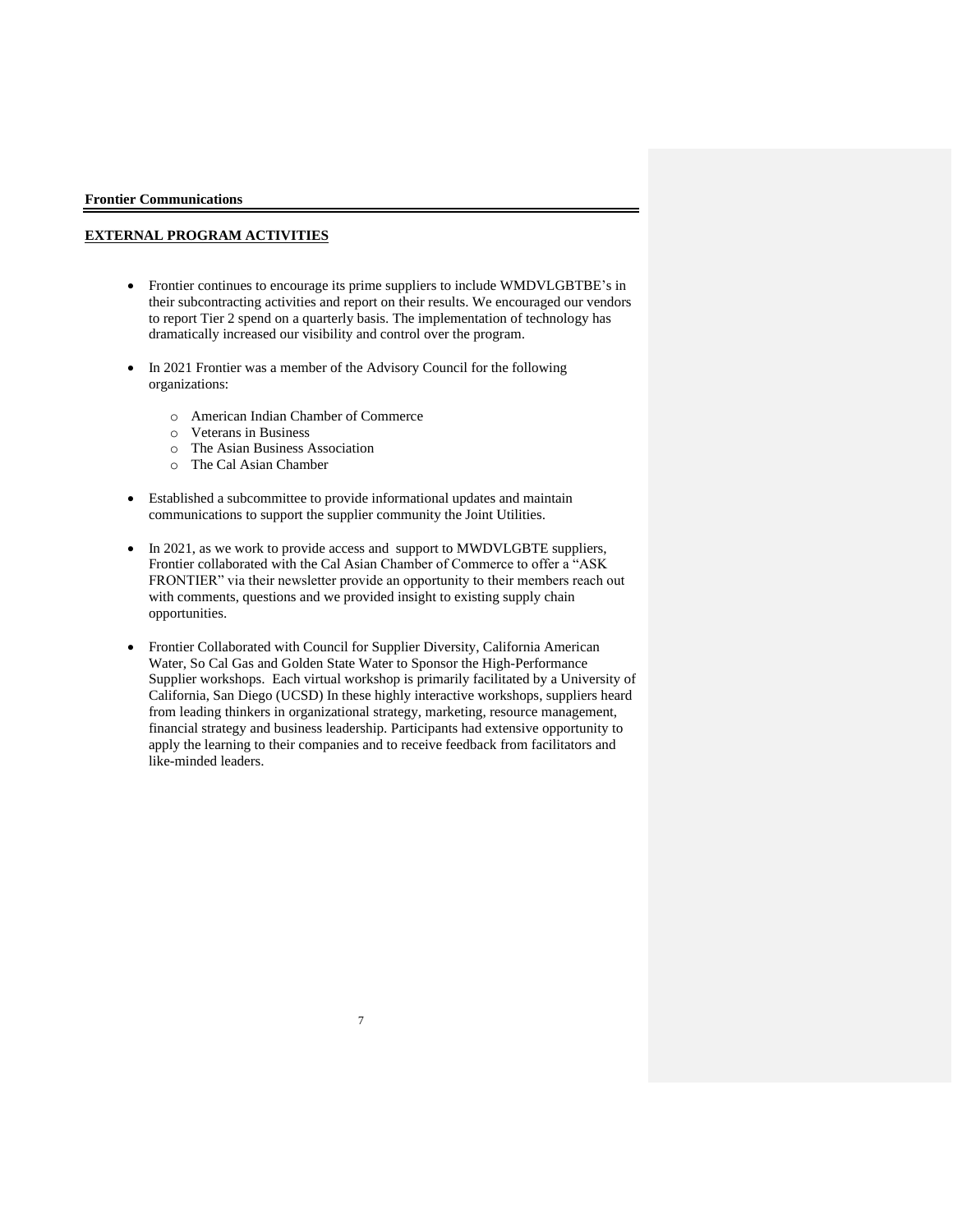**Frontier Communications**

**EXTERNAL PROGRAM ACTIVITIES**

- Frontier continues to encourage its prime suppliers to include WMDVLGBTBE's in their subcontracting activities and report on their results. We encouraged our vendors to report Tier 2 spend on a quarterly basis. The implementation of technology has dramatically increased our visibility and control over the program.

- In 2021 Frontier was a member of the Advisory Council for the following organizations:

  - American Indian Chamber of Commerce
  - Veterans in Business
  - The Asian Business Association
  - The Cal Asian Chamber

- Established a subcommittee to provide informational updates and maintain communications to support the supplier community the Joint Utilities.

- In 2021, as we work to provide access and support to MWDVLGBTE suppliers, Frontier collaborated with the Cal Asian Chamber of Commerce to offer a "ASK FRONTIER" via their newsletter provide an opportunity to their members reach out with comments, questions and we provided insight to existing supply chain opportunities.

- Frontier Collaborated with Council for Supplier Diversity, California American Water, So Cal Gas and Golden State Water to Sponsor the High-Performance Supplier workshops. Each virtual workshop is primarily facilitated by a University of California, San Diego (UCSD) In these highly interactive workshops, suppliers heard from leading thinkers in organizational strategy, marketing, resource management, financial strategy and business leadership. Participants had extensive opportunity to apply the learning to their companies and to receive feedback from facilitators and like-minded leaders.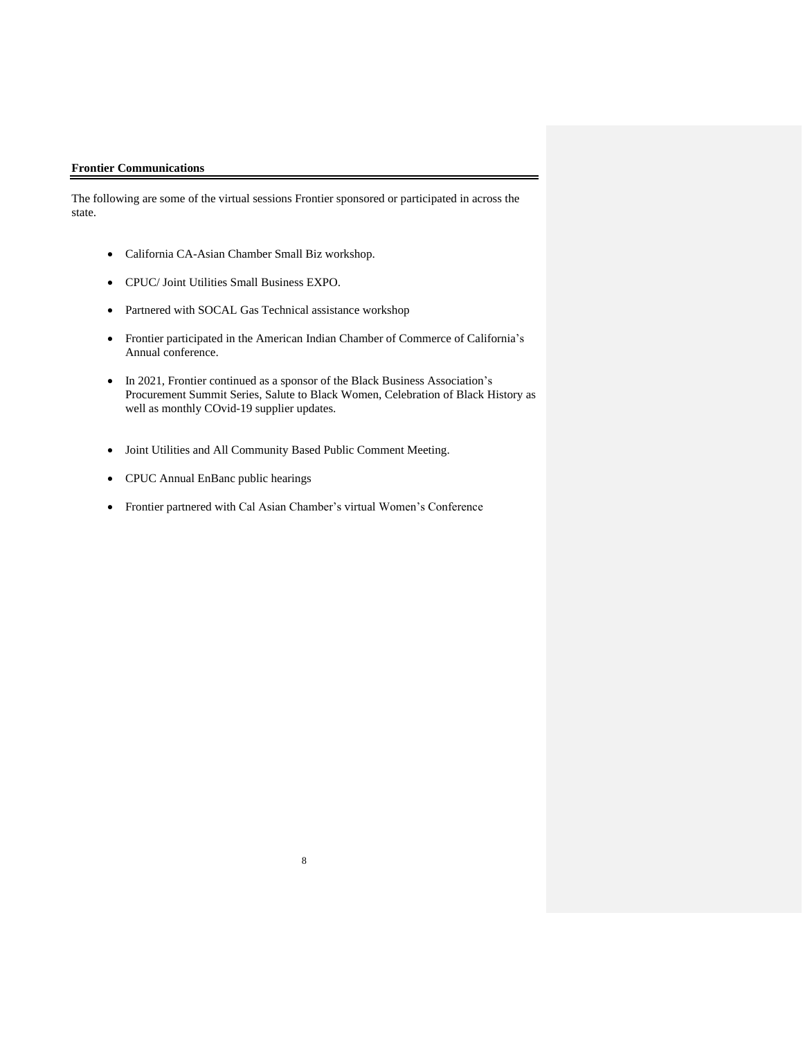**Frontier Communications**

The following are some of the virtual sessions Frontier sponsored or participated in across the state.

- California CA-Asian Chamber Small Biz workshop.
- CPUC/ Joint Utilities Small Business EXPO.
- Partnered with SOCAL Gas Technical assistance workshop
- Frontier participated in the American Indian Chamber of Commerce of California's Annual conference.
- In 2021, Frontier continued as a sponsor of the Black Business Association's Procurement Summit Series, Salute to Black Women, Celebration of Black History as well as monthly COvid-19 supplier updates.
- Joint Utilities and All Community Based Public Comment Meeting.
- CPUC Annual EnBanc public hearings
- Frontier partnered with Cal Asian Chamber's virtual Women's Conference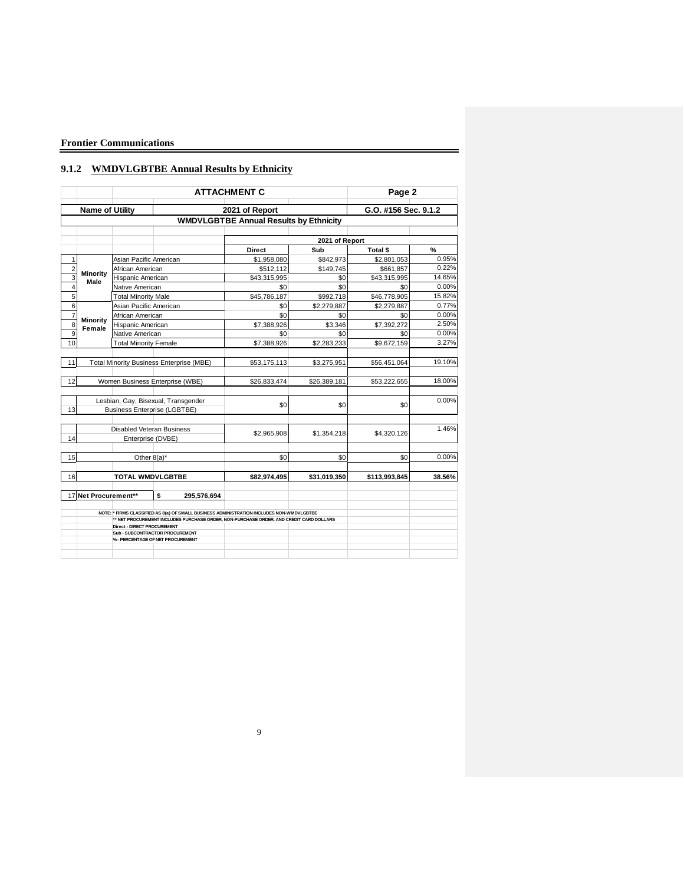**Frontier Communications**

### 9.1.2 WMDVLGBTBE Annual Results by Ethnicity

**ATTACHMENT C** — **Page 2**

| **Name of Utility** | **2021 of Report** | **G.O. #156 Sec. 9.1.2** |
|---|---|---|

**WMDVLGBTBE Annual Results by Ethnicity**

| # | | | 2021 of Report | | | |
|---|---|---|---|---|---|---|
| | | | **Direct** | **Sub** | **Total $** | **%** |
| 1 | **Minority Male** | Asian Pacific American | $1,958,080 | $842,973 | $2,801,053 | 0.95% |
| 2 | | African American | $512,112 | $149,745 | $661,857 | 0.22% |
| 3 | | Hispanic American | $43,315,995 | $0 | $43,315,995 | 14.65% |
| 4 | | Native American | $0 | $0 | $0 | 0.00% |
| 5 | | Total Minority Male | $45,786,187 | $992,718 | $46,778,905 | 15.82% |
| 6 | **Minority Female** | Asian Pacific American | $0 | $2,279,887 | $2,279,887 | 0.77% |
| 7 | | African American | $0 | $0 | $0 | 0.00% |
| 8 | | Hispanic American | $7,388,926 | $3,346 | $7,392,272 | 2.50% |
| 9 | | Native American | $0 | $0 | $0 | 0.00% |
| 10 | | Total Minority Female | $7,388,926 | $2,283,233 | $9,672,159 | 3.27% |
| 11 | Total Minority Business Enterprise (MBE) | | $53,175,113 | $3,275,951 | $56,451,064 | 19.10% |
| 12 | Women Business Enterprise (WBE) | | $26,833,474 | $26,389,181 | $53,222,655 | 18.00% |
| 13 | Lesbian, Gay, Bisexual, Transgender Business Enterprise (LGBTBE) | | $0 | $0 | $0 | 0.00% |
| 14 | Disabled Veteran Business Enterprise (DVBE) | | $2,965,908 | $1,354,218 | $4,320,126 | 1.46% |
| 15 | Other 8(a)* | | $0 | $0 | $0 | 0.00% |
| 16 | **TOTAL WMDVLGBTBE** | | **$82,974,495** | **$31,019,350** | **$113,993,845** | **38.56%** |
| 17 | **Net Procurement**** | **$ 295,576,694** | | | | |

NOTE: * FIRMS CLASSIFIED AS 8(a) OF SMALL BUSINESS ADMINISTRATION INCLUDES NON-WMDVLGBTBE
** NET PROCUREMENT INCLUDES PURCHASE ORDER, NON-PURCHASE ORDER, AND CREDIT CARD DOLLARS
Direct - DIRECT PROCUREMENT
Sub - SUBCONTRACTOR PROCUREMENT
% - PERCENTAGE OF NET PROCUREMENT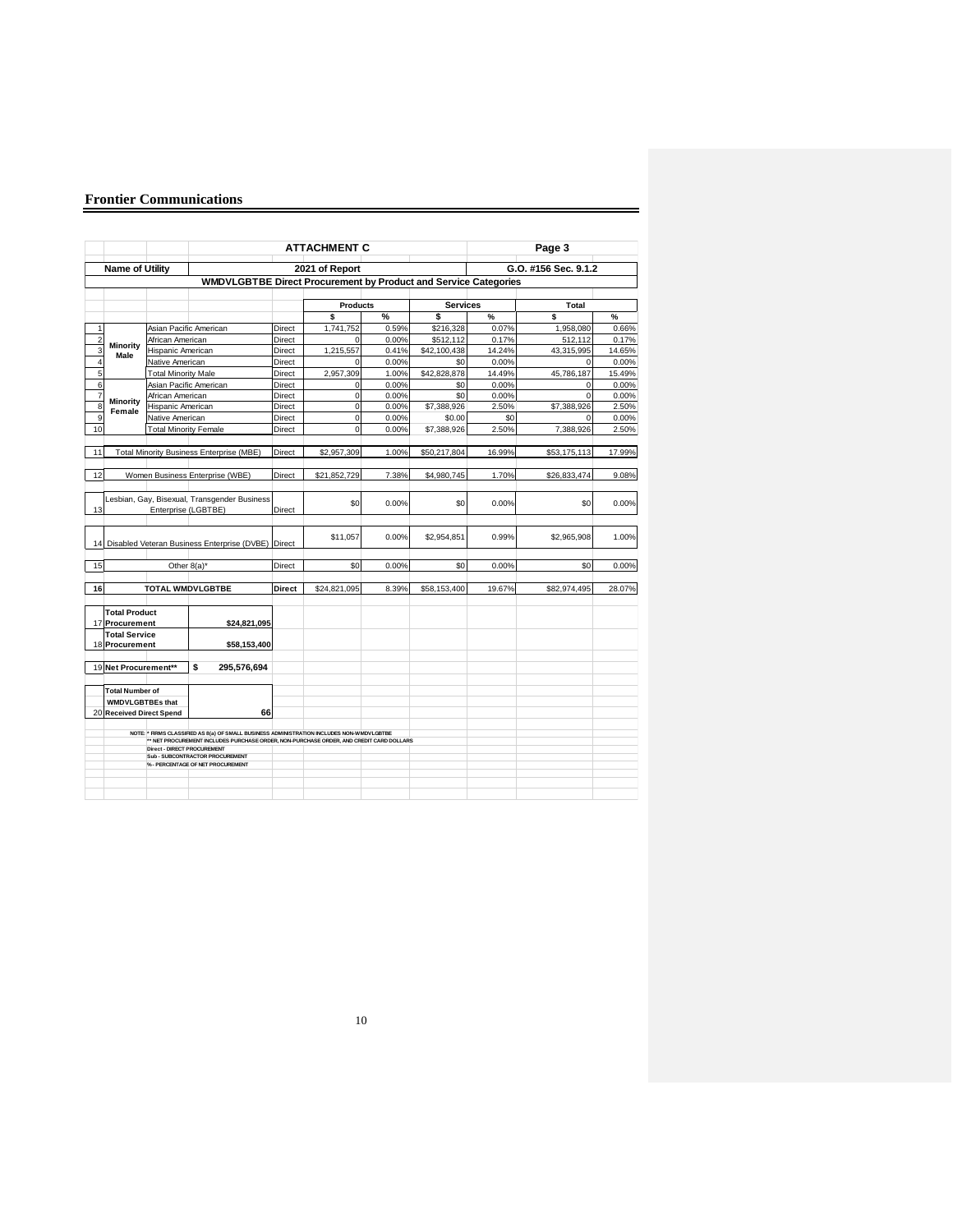# Frontier Communications

| | ATTACHMENT C | | | | | | | Page 3 | |
|---|---|---|---|---|---|---|---|---|---|
| **Name of Utility** | | 2021 of Report | | | | | | G.O. #156 Sec. 9.1.2 | |
| | | **WMDVLGBTBE Direct Procurement by Product and Service Categories** | | | | | | | |

| # | Category | Subcategory | Type | Products $ | Products % | Services $ | Services % | Total $ | Total % |
|---|---|---|---|---|---|---|---|---|---|
| 1 | Minority Male | Asian Pacific American | Direct | 1,741,752 | 0.59% | $216,328 | 0.07% | 1,958,080 | 0.66% |
| 2 | | African American | Direct | 0 | 0.00% | $512,112 | 0.17% | 512,112 | 0.17% |
| 3 | | Hispanic American | Direct | 1,215,557 | 0.41% | $42,100,438 | 14.24% | 43,315,995 | 14.65% |
| 4 | | Native American | Direct | 0 | 0.00% | $0 | 0.00% | 0 | 0.00% |
| 5 | | Total Minority Male | Direct | 2,957,309 | 1.00% | $42,828,878 | 14.49% | 45,786,187 | 15.49% |
| 6 | Minority Female | Asian Pacific American | Direct | 0 | 0.00% | $0 | 0.00% | 0 | 0.00% |
| 7 | | African American | Direct | 0 | 0.00% | $0 | 0.00% | 0 | 0.00% |
| 8 | | Hispanic American | Direct | 0 | 0.00% | $7,388,926 | 2.50% | $7,388,926 | 2.50% |
| 9 | | Native American | Direct | 0 | 0.00% | $0.00 | $0 | 0 | 0.00% |
| 10 | | Total Minority Female | Direct | 0 | 0.00% | $7,388,926 | 2.50% | 7,388,926 | 2.50% |
| 11 | Total Minority Business Enterprise (MBE) | | Direct | $2,957,309 | 1.00% | $50,217,804 | 16.99% | $53,175,113 | 17.99% |
| 12 | Women Business Enterprise (WBE) | | Direct | $21,852,729 | 7.38% | $4,980,745 | 1.70% | $26,833,474 | 9.08% |
| 13 | Lesbian, Gay, Bisexual, Transgender Business Enterprise (LGBTBE) | | Direct | $0 | 0.00% | $0 | 0.00% | $0 | 0.00% |
| 14 | Disabled Veteran Business Enterprise (DVBE) | | Direct | $11,057 | 0.00% | $2,954,851 | 0.99% | $2,965,908 | 1.00% |
| 15 | Other 8(a)* | | Direct | $0 | 0.00% | $0 | 0.00% | $0 | 0.00% |
| **16** | **TOTAL WMDVLGBTBE** | | **Direct** | $24,821,095 | 8.39% | $58,153,400 | 19.67% | $82,974,495 | 28.07% |

| # | Item | Value |
|---|---|---|
| 17 | **Total Product Procurement** | **$24,821,095** |
| 18 | **Total Service Procurement** | **$58,153,400** |
| 19 | **Net Procurement**** | **$ 295,576,694** |
| 20 | **Total Number of WMDVLGBTBEs that Received Direct Spend** | **66** |

NOTE: * FIRMS CLASSIFIED AS 8(a) OF SMALL BUSINESS ADMINISTRATION INCLUDES NON-WMDVLGBTBE
** NET PROCUREMENT INCLUDES PURCHASE ORDER, NON-PURCHASE ORDER, AND CREDIT CARD DOLLARS
Direct - DIRECT PROCUREMENT
Sub - SUBCONTRACTOR PROCUREMENT
% - PERCENTAGE OF NET PROCUREMENT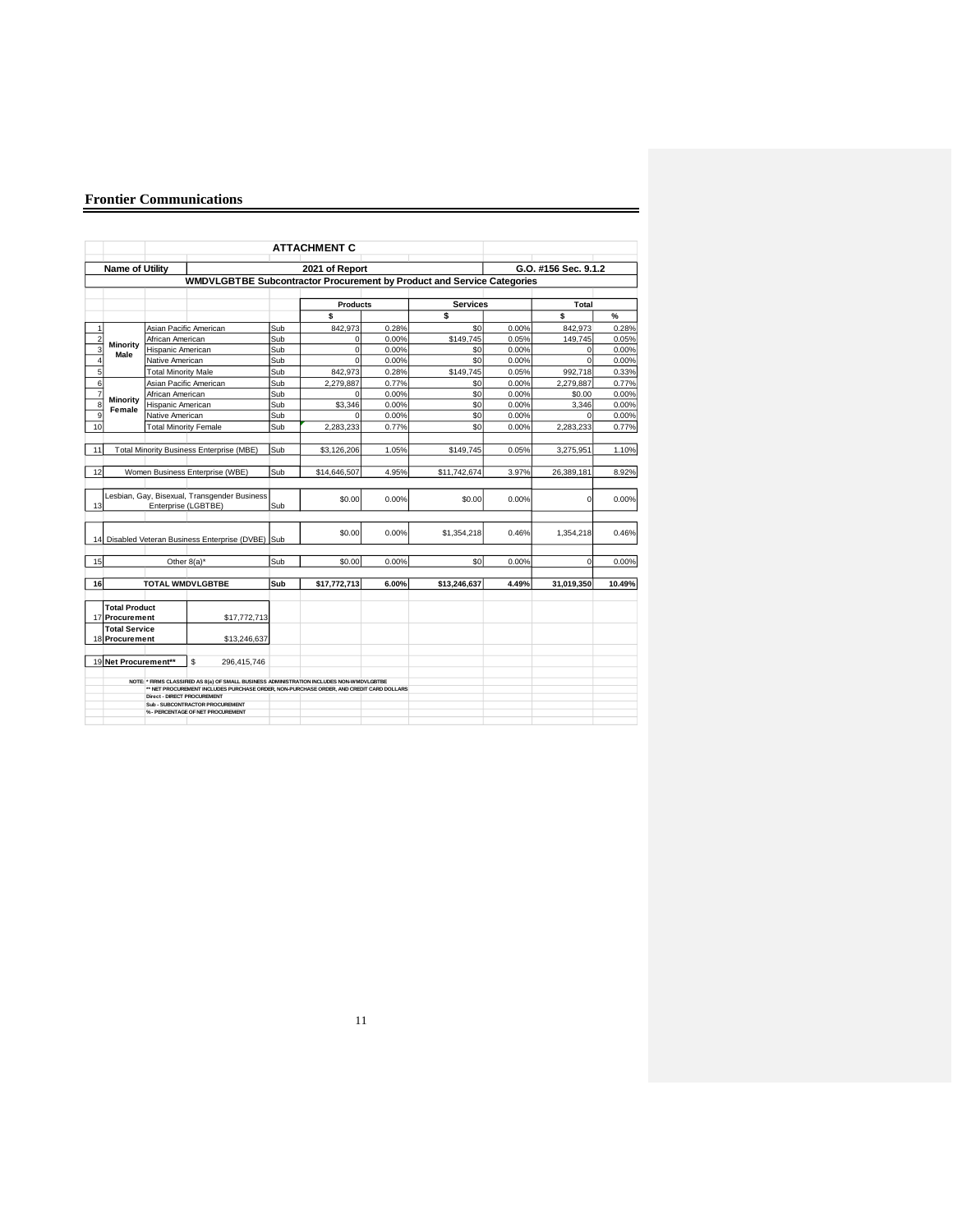**Frontier Communications**

## ATTACHMENT C

| Name of Utility | 2021 of Report | G.O. #156 Sec. 9.1.2 |
|---|---|---|

**WMDVLGBTBE Subcontractor Procurement by Product and Service Categories**

| # | | | | Products $ | Products % | Services $ | Services % | Total $ | Total % |
|---|---|---|---|---|---|---|---|---|---|
| 1 | Minority Male | Asian Pacific American | Sub | 842,973 | 0.28% | $0 | 0.00% | 842,973 | 0.28% |
| 2 | | African American | Sub | 0 | 0.00% | $149,745 | 0.05% | 149,745 | 0.05% |
| 3 | | Hispanic American | Sub | 0 | 0.00% | $0 | 0.00% | 0 | 0.00% |
| 4 | | Native American | Sub | 0 | 0.00% | $0 | 0.00% | 0 | 0.00% |
| 5 | | Total Minority Male | Sub | 842,973 | 0.28% | $149,745 | 0.05% | 992,718 | 0.33% |
| 6 | Minority Female | Asian Pacific American | Sub | 2,279,887 | 0.77% | $0 | 0.00% | 2,279,887 | 0.77% |
| 7 | | African American | Sub | 0 | 0.00% | $0 | 0.00% | $0.00 | 0.00% |
| 8 | | Hispanic American | Sub | $3,346 | 0.00% | $0 | 0.00% | 3,346 | 0.00% |
| 9 | | Native American | Sub | 0 | 0.00% | $0 | 0.00% | 0 | 0.00% |
| 10 | | Total Minority Female | Sub | 2,283,233 | 0.77% | $0 | 0.00% | 2,283,233 | 0.77% |
| 11 | Total Minority Business Enterprise (MBE) | | Sub | $3,126,206 | 1.05% | $149,745 | 0.05% | 3,275,951 | 1.10% |
| 12 | Women Business Enterprise (WBE) | | Sub | $14,646,507 | 4.95% | $11,742,674 | 3.97% | 26,389,181 | 8.92% |
| 13 | Lesbian, Gay, Bisexual, Transgender Business Enterprise (LGBTBE) | | Sub | $0.00 | 0.00% | $0.00 | 0.00% | 0 | 0.00% |
| 14 | Disabled Veteran Business Enterprise (DVBE) | | Sub | $0.00 | 0.00% | $1,354,218 | 0.46% | 1,354,218 | 0.46% |
| 15 | Other 8(a)* | | Sub | $0.00 | 0.00% | $0 | 0.00% | 0 | 0.00% |
| 16 | **TOTAL WMDVLGBTBE** | | **Sub** | **$17,772,713** | **6.00%** | **$13,246,637** | **4.49%** | **31,019,350** | **10.49%** |

| # | | |
|---|---|---|
| 17 | **Total Product Procurement** | $17,772,713 |
| 18 | **Total Service Procurement** | $13,246,637 |
| 19 | **Net Procurement**** | $ 296,415,746 |

NOTE: * FIRMS CLASSIFIED AS 8(a) OF SMALL BUSINESS ADMINISTRATION INCLUDES NON-WMDVLGBTBE
** NET PROCUREMENT INCLUDES PURCHASE ORDER, NON-PURCHASE ORDER, AND CREDIT CARD DOLLARS
Direct - DIRECT PROCUREMENT
Sub - SUBCONTRACTOR PROCUREMENT
% - PERCENTAGE OF NET PROCUREMENT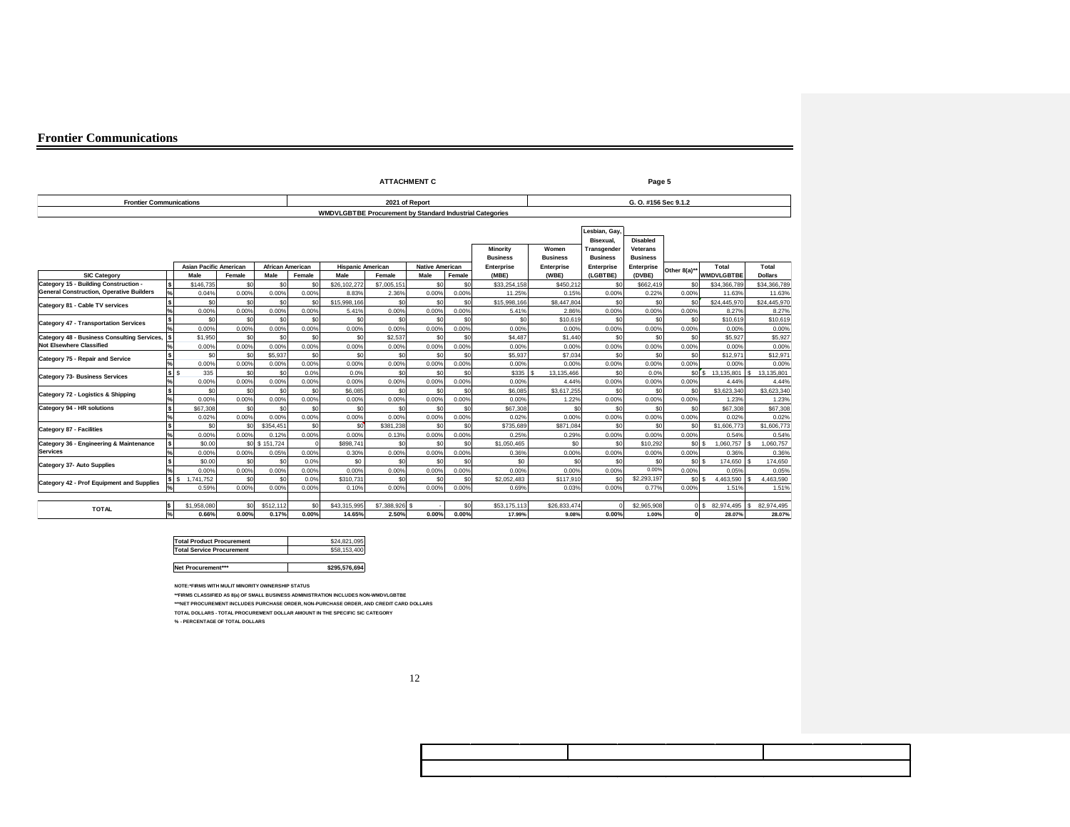# Frontier Communications

**ATTACHMENT C** — Page 5

| Frontier Communications | 2021 of Report | G. O. #156 Sec 9.1.2 |
|---|---|---|

**WMDVLGBTBE Procurement by Standard Industrial Categories**

| SIC Category | | Asian Pacific American | | African American | | Hispanic American | | Native American | | Minority Business Enterprise (MBE) | Women Business Enterprise (WBE) | Lesbian, Gay, Bisexual, Transgender Business Enterprise (LGBTBE) | Disabled Veterans Business Enterprise (DVBE) | Other 8(a)** | Total WMDVLGBTBE | Total Dollars |
|---|---|---|---|---|---|---|---|---|---|---|---|---|---|---|---|---|
| | | Male | Female | Male | Female | Male | Female | Male | Female | | | | | | | |
| Category 15 - Building Construction - General Construction, Operative Builders | $ | $146,735 | $0 | $0 | $0 | $26,102,272 | $7,005,151 | $0 | $0 | $33,254,158 | $450,212 | $0 | $662,419 | $0 | $34,366,789 | $34,366,789 |
| | % | 0.04% | 0.00% | 0.00% | 0.00% | 8.83% | 2.36% | 0.00% | 0.00% | 11.25% | 0.15% | 0.00% | 0.22% | 0.00% | 11.63% | 11.63% |
| Category 81 - Cable TV services | $ | $0 | $0 | $0 | $0 | $15,998,166 | $0 | $0 | $0 | $15,998,166 | $8,447,804 | $0 | $0 | $0 | $24,445,970 | $24,445,970 |
| | % | 0.00% | 0.00% | 0.00% | 0.00% | 5.41% | 0.00% | 0.00% | 0.00% | 5.41% | 2.86% | 0.00% | 0.00% | 0.00% | 8.27% | 8.27% |
| Category 47 - Transportation Services | $ | $0 | $0 | $0 | $0 | $0 | $0 | $0 | $0 | $0 | $10,619 | $0 | $0 | $0 | $10,619 | $10,619 |
| | % | 0.00% | 0.00% | 0.00% | 0.00% | 0.00% | 0.00% | 0.00% | 0.00% | 0.00% | 0.00% | 0.00% | 0.00% | 0.00% | 0.00% | 0.00% |
| Category 48 - Business Consulting Services, Not Elsewhere Classified | $ | $1,950 | $0 | $0 | $0 | $0 | $2,537 | $0 | $0 | $4,487 | $1,440 | $0 | $0 | $0 | $5,927 | $5,927 |
| | % | 0.00% | 0.00% | 0.00% | 0.00% | 0.00% | 0.00% | 0.00% | 0.00% | 0.00% | 0.00% | 0.00% | 0.00% | 0.00% | 0.00% | 0.00% |
| Category 75 - Repair and Service | $ | $0 | $0 | $5,937 | $0 | $0 | $0 | $0 | $0 | $5,937 | $7,034 | $0 | $0 | $0 | $12,971 | $12,971 |
| | % | 0.00% | 0.00% | 0.00% | 0.00% | 0.00% | 0.00% | 0.00% | 0.00% | 0.00% | 0.00% | 0.00% | 0.00% | 0.00% | 0.00% | 0.00% |
| Category 73- Business Services | $ | $ 335 | $0 | $0 | 0.0% | 0.0% | $0 | $0 | $0 | $335 | $ 13,135,466 | $0 | 0.0% | $0 | $ 13,135,801 | $ 13,135,801 |
| | % | 0.00% | 0.00% | 0.00% | 0.00% | 0.00% | 0.00% | 0.00% | 0.00% | 0.00% | 4.44% | 0.00% | 0.00% | 0.00% | 4.44% | 4.44% |
| Category 72 - Logistics & Shipping | $ | $0 | $0 | $0 | $0 | $6,085 | $0 | $0 | $0 | $6,085 | $3,617,255 | $0 | $0 | $0 | $3,623,340 | $3,623,340 |
| | % | 0.00% | 0.00% | 0.00% | 0.00% | 0.00% | 0.00% | 0.00% | 0.00% | 0.00% | 1.22% | 0.00% | 0.00% | 0.00% | 1.23% | 1.23% |
| Category 94 - HR solutions | $ | $67,308 | $0 | $0 | $0 | $0 | $0 | $0 | $0 | $67,308 | $0 | $0 | $0 | $0 | $67,308 | $67,308 |
| | % | 0.02% | 0.00% | 0.00% | 0.00% | 0.00% | 0.00% | 0.00% | 0.00% | 0.02% | 0.00% | 0.00% | 0.00% | 0.00% | 0.02% | 0.02% |
| Category 87 - Facilities | $ | $0 | $0 | $354,451 | $0 | $0 | $381,238 | $0 | $0 | $735,689 | $871,084 | $0 | $0 | $0 | $1,606,773 | $1,606,773 |
| | % | 0.00% | 0.00% | 0.12% | 0.00% | 0.00% | 0.13% | 0.00% | 0.00% | 0.25% | 0.29% | 0.00% | 0.00% | 0.00% | 0.54% | 0.54% |
| Category 36 - Engineering & Maintenance Services | $ | $0.00 | $0 | $ 151,724 | 0 | $898,741 | $0 | $0 | $0 | $1,050,465 | $0 | $0 | $10,292 | $0 | $ 1,060,757 | $ 1,060,757 |
| | % | 0.00% | 0.00% | 0.05% | 0.00% | 0.30% | 0.00% | 0.00% | 0.00% | 0.36% | 0.00% | 0.00% | 0.00% | 0.00% | 0.36% | 0.36% |
| Category 37- Auto Supplies | $ | $0.00 | $0 | $0 | 0.0% | $0 | $0 | $0 | $0 | $0 | $0 | $0 | $0 | $0 | $ 174,650 | $ 174,650 |
| | % | 0.00% | 0.00% | 0.00% | 0.00% | 0.00% | 0.00% | 0.00% | 0.00% | 0.00% | 0.00% | 0.00% | 0.00% | 0.00% | 0.05% | 0.05% |
| Category 42 - Prof Equipment and Supplies | $ | $ 1,741,752 | $0 | $0 | 0.0% | $310,731 | $0 | $0 | $0 | $2,052,483 | $117,910 | $0 | $2,293,197 | $0 | $ 4,463,590 | $ 4,463,590 |
| | % | 0.59% | 0.00% | 0.00% | 0.00% | 0.10% | 0.00% | 0.00% | 0.00% | 0.69% | 0.03% | 0.00% | 0.77% | 0.00% | 1.51% | 1.51% |
| **TOTAL** | $ | $1,958,080 | $0 | $512,112 | $0 | $43,315,995 | $7,388,926 | $ - | $0 | $53,175,113 | $26,833,474 | 0 | $2,965,908 | 0 | $ 82,974,495 | $ 82,974,495 |
| | % | **0.66%** | **0.00%** | **0.17%** | **0.00%** | **14.65%** | **2.50%** | **0.00%** | **0.00%** | **17.99%** | **9.08%** | **0.00%** | **1.00%** | **0** | **28.07%** | **28.07%** |

| | |
|---|---|
| **Total Product Procurement** | $24,821,095 |
| **Total Service Procurement** | $58,153,400 |
| **Net Procurement*** ** | **$295,576,694** |

NOTE:*FIRMS WITH MULIT MINORITY OWNERSHIP STATUS

**FIRMS CLASSIFIED AS 8(a) OF SMALL BUSINESS ADMINISTRATION INCLUDES NON-WMDVLGBTBE

***NET PROCUREMENT INCLUDES PURCHASE ORDER, NON-PURCHASE ORDER, AND CREDIT CARD DOLLARS

TOTAL DOLLARS - TOTAL PROCUREMENT DOLLAR AMOUNT IN THE SPECIFIC SIC CATEGORY

% - PERCENTAGE OF TOTAL DOLLARS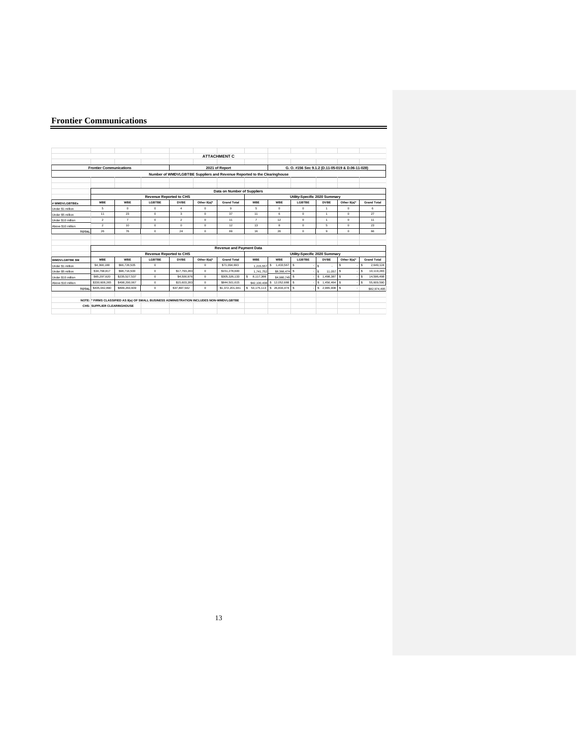## Frontier Communications

**ATTACHMENT C**

**Frontier Communications** — **2021 of Report** — **G. O. #156 Sec 9.1.2 (D.11-05-019 & D.06-11-028)**

**Number of WMDVLGBTBE Suppliers and Revenue Reported to the Clearinghouse**

**Data on Number of Suppliers**

| | Revenue Reported to CHS | | | | | | Utility-Specific 2020 Summary | | | | | |
|---|---|---|---|---|---|---|---|---|---|---|---|---|
| # WMDVLGBTBEs | MBE | WBE | LGBTBE | DVBE | Other 8(a)* | Grand Total | MBE | WBE | LGBTBE | DVBE | Other 8(a)* | Grand Total |
| Under $1 million | 5 | 0 | 0 | 4 | 0 | 9 | 5 | 0 | 0 | 1 | 0 | 6 |
| Under $5 million | 11 | 23 | 0 | 3 | 0 | 37 | 11 | 6 | 0 | 1 | 0 | 27 |
| Under $10 million | 2 | 7 | 0 | 2 | 0 | 11 | 7 | 12 | 0 | 1 | 0 | 11 |
| Above $10 million | 2 | 10 | 0 | 0 | 0 | 12 | 13 | 8 | 0 | 5 | 0 | 23 |
| TOTAL | 26 | 76 | 0 | 24 | 0 | 69 | 16 | 26 | 0 | 9 | 0 | 66 |

**Revenue and Payment Data**

| | Revenue Reported to CHS | | | | | | Utility-Specific 2020 Summary | | | | | |
|---|---|---|---|---|---|---|---|---|---|---|---|---|
| WMDVLGBTBE $M | MBE | WBE | LGBTBE | DVBE | Other 8(a)* | Grand Total | MBE | WBE | LGBTBE | DVBE | Other 8(a)* | Grand Total |
| Under $1 million | $4,368,188 | $66,726,505 | 0 | | 0 | $71,094,693 | 1,215,557 | $ 1,433,567 | $ - | $ - | $ - | $ 2,649,124 |
| Under $5 million | $34,768,817 | $98,716,500 | 0 | $17,793,283 | 0 | $151,278,600 | 1,741,752 | $8,366,474 | $ - | $ 11,057 | $ - | $ 10,119,283 |
| Under $10 million | $65,297,620 | $235,527,537 | 0 | $4,500,976 | 0 | $305,326,133 | $ 8,117,366 | $4,980,745 | $ - | $ 1,498,387 | $ - | $ 14,596,498 |
| Above $10 million | $330,608,265 | $498,290,067 | 0 | $15,603,283 | 0 | $844,501,615 | $42,100,438 | $ 12,052,688 | $ - | $ 1,456,464 | $ - | $ 55,609,590 |
| TOTAL | $435,042,890 | $899,260,609 | 0 | $37,897,542 | 0 | $1,372,201,041 | $ 53,175,113 | $ 26,833,474 | $ - | $ 2,965,908 | $ - | $82,974,495 |

NOTE: * FIRMS CLASSIFIED AS 8(a) OF SMALL BUSINESS ADMINISTRATION INCLUDES NON-WMDVLGBTBE

CHS: SUPPLIER CLEARINGHOUSE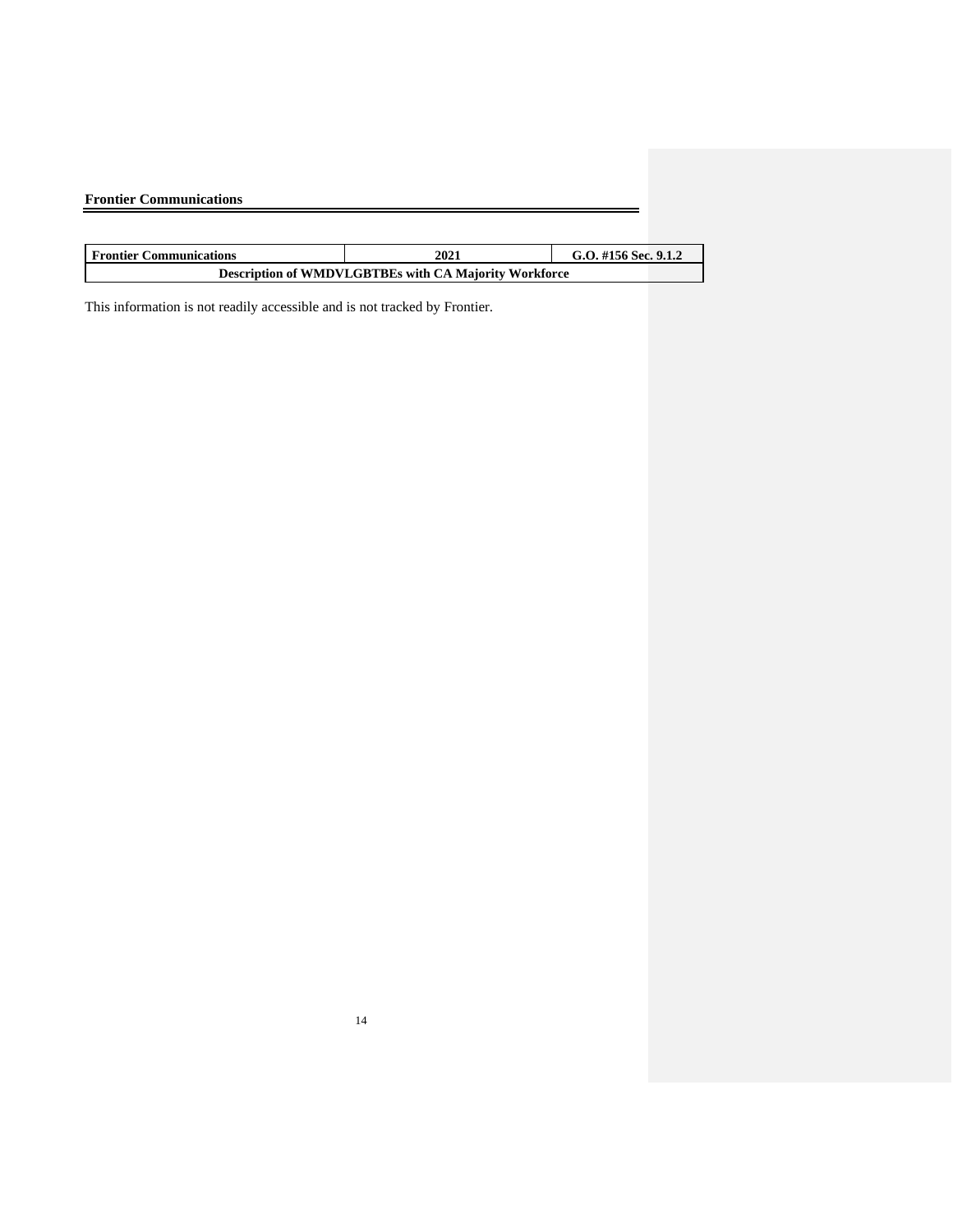**Frontier Communications**

| Frontier Communications | 2021 | G.O. #156 Sec. 9.1.2 |
|---|---|---|
| **Description of WMDVLGBTBEs with CA Majority Workforce** | | |

This information is not readily accessible and is not tracked by Frontier.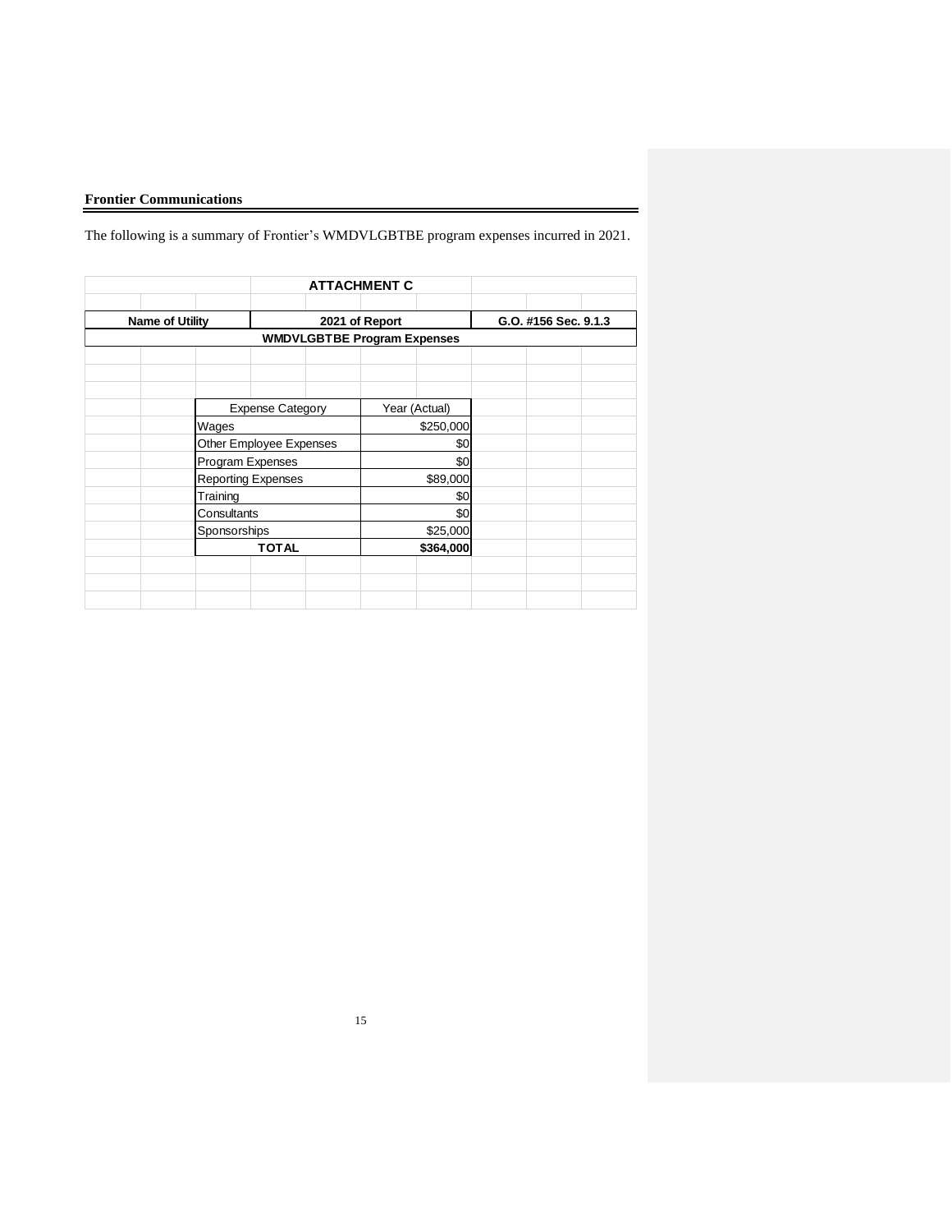**Frontier Communications**

The following is a summary of Frontier's WMDVLGBTBE program expenses incurred in 2021.

**ATTACHMENT C**

| Name of Utility | 2021 of Report | G.O. #156 Sec. 9.1.3 |
|---|---|---|

**WMDVLGBTBE Program Expenses**

| Expense Category | Year (Actual) |
|---|---|
| Wages | $250,000 |
| Other Employee Expenses | $0 |
| Program Expenses | $0 |
| Reporting Expenses | $89,000 |
| Training | $0 |
| Consultants | $0 |
| Sponsorships | $25,000 |
| **TOTAL** | **$364,000** |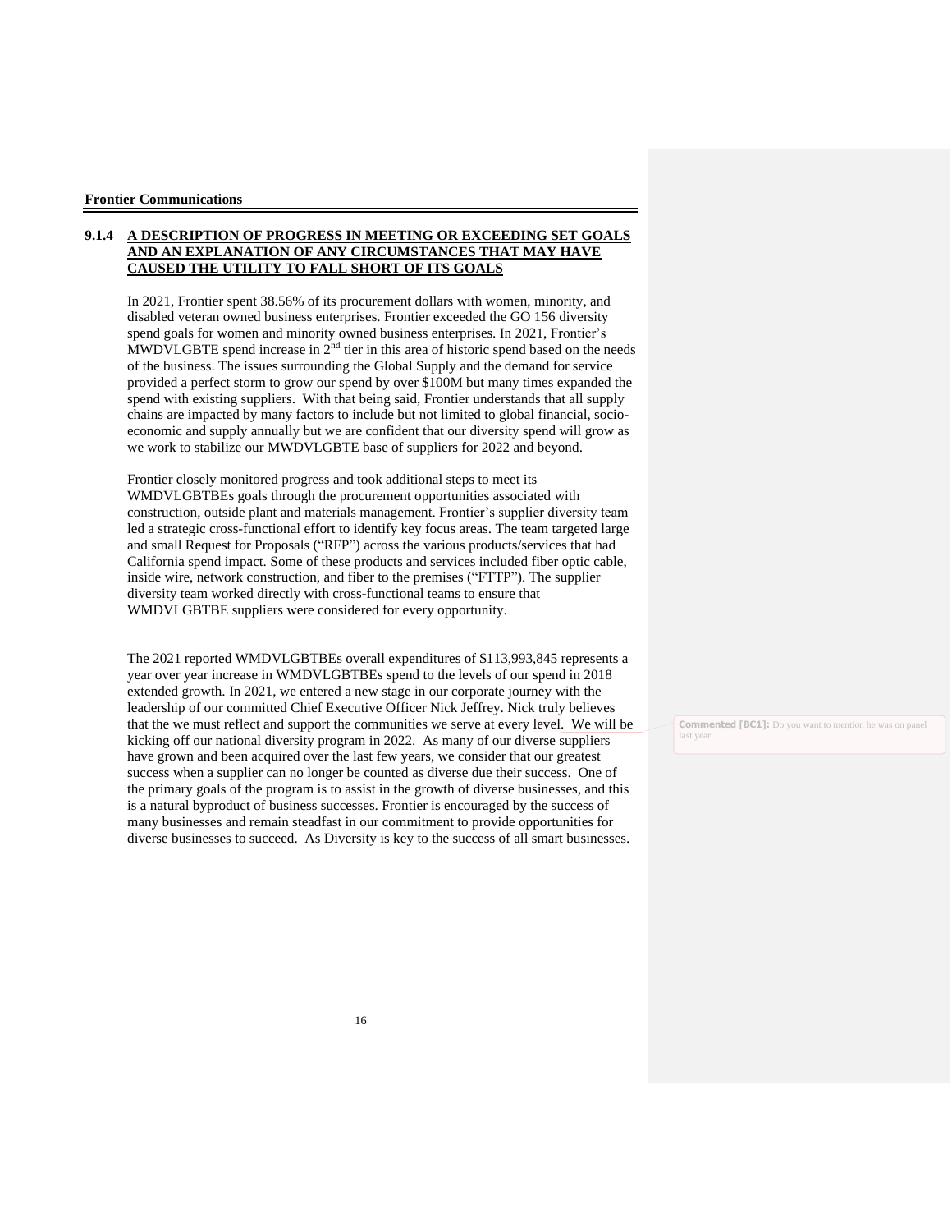### 9.1.4 A DESCRIPTION OF PROGRESS IN MEETING OR EXCEEDING SET GOALS AND AN EXPLANATION OF ANY CIRCUMSTANCES THAT MAY HAVE CAUSED THE UTILITY TO FALL SHORT OF ITS GOALS

In 2021, Frontier spent 38.56% of its procurement dollars with women, minority, and disabled veteran owned business enterprises. Frontier exceeded the GO 156 diversity spend goals for women and minority owned business enterprises. In 2021, Frontier's MWDVLGBTE spend increase in 2nd tier in this area of historic spend based on the needs of the business. The issues surrounding the Global Supply and the demand for service provided a perfect storm to grow our spend by over $100M but many times expanded the spend with existing suppliers. With that being said, Frontier understands that all supply chains are impacted by many factors to include but not limited to global financial, socio-economic and supply annually but we are confident that our diversity spend will grow as we work to stabilize our MWDVLGBTE base of suppliers for 2022 and beyond.

Frontier closely monitored progress and took additional steps to meet its WMDVLGBTBEs goals through the procurement opportunities associated with construction, outside plant and materials management. Frontier's supplier diversity team led a strategic cross-functional effort to identify key focus areas. The team targeted large and small Request for Proposals ("RFP") across the various products/services that had California spend impact. Some of these products and services included fiber optic cable, inside wire, network construction, and fiber to the premises ("FTTP"). The supplier diversity team worked directly with cross-functional teams to ensure that WMDVLGBTBE suppliers were considered for every opportunity.

The 2021 reported WMDVLGBTBEs overall expenditures of $113,993,845 represents a year over year increase in WMDVLGBTBEs spend to the levels of our spend in 2018 extended growth. In 2021, we entered a new stage in our corporate journey with the leadership of our committed Chief Executive Officer Nick Jeffrey. Nick truly believes that the we must reflect and support the communities we serve at every level. We will be kicking off our national diversity program in 2022. As many of our diverse suppliers have grown and been acquired over the last few years, we consider that our greatest success when a supplier can no longer be counted as diverse due their success. One of the primary goals of the program is to assist in the growth of diverse businesses, and this is a natural byproduct of business successes. Frontier is encouraged by the success of many businesses and remain steadfast in our commitment to provide opportunities for diverse businesses to succeed. As Diversity is key to the success of all smart businesses.

**Commented [BC1]:** Do you want to mention he was on panel last year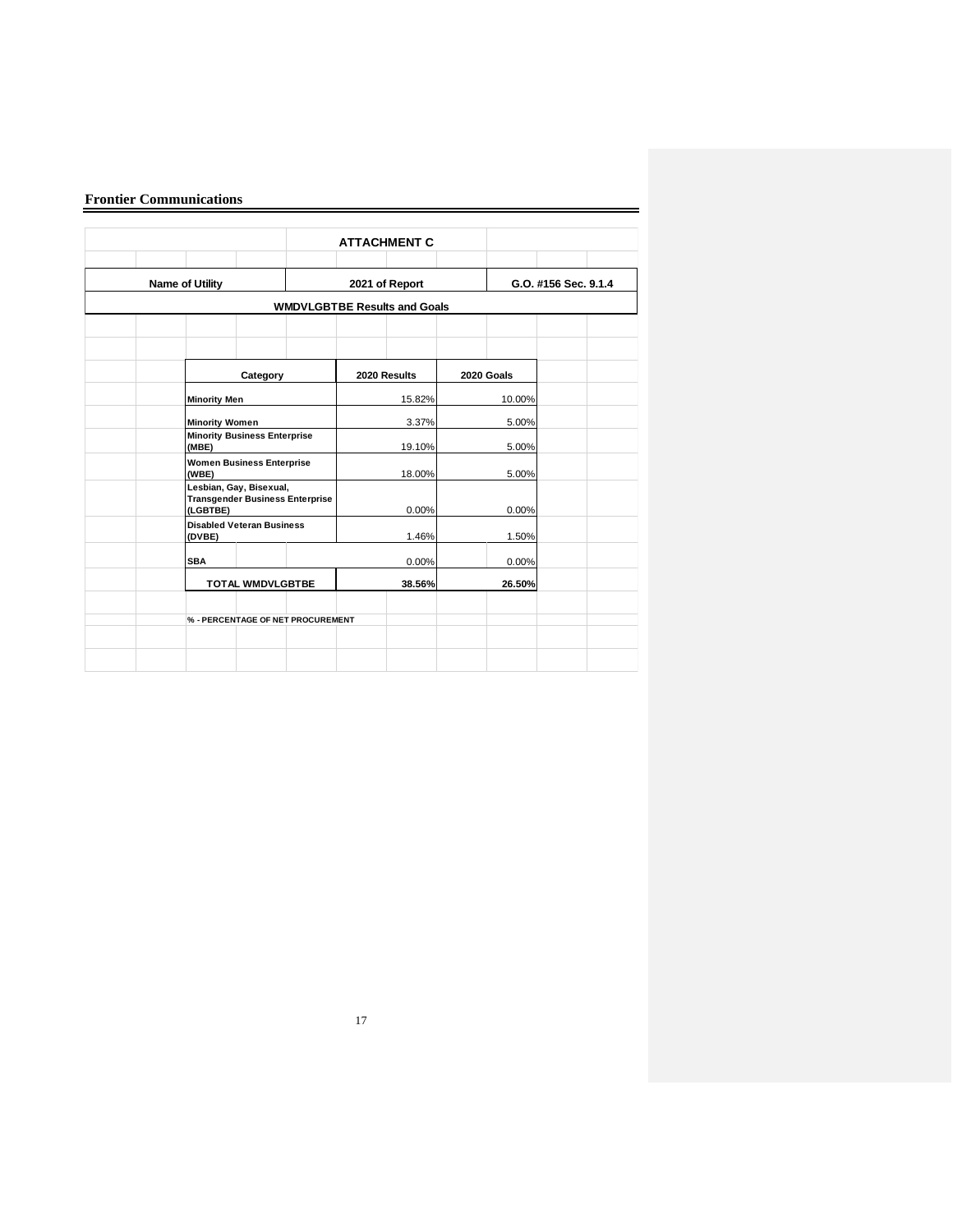**Frontier Communications**

## ATTACHMENT C

| Name of Utility | 2021 of Report | G.O. #156 Sec. 9.1.4 |
|---|---|---|

### WMDVLGBTBE Results and Goals

| Category | 2020 Results | 2020 Goals |
|---|---|---|
| Minority Men | 15.82% | 10.00% |
| Minority Women | 3.37% | 5.00% |
| Minority Business Enterprise (MBE) | 19.10% | 5.00% |
| Women Business Enterprise (WBE) | 18.00% | 5.00% |
| Lesbian, Gay, Bisexual, Transgender Business Enterprise (LGBTBE) | 0.00% | 0.00% |
| Disabled Veteran Business (DVBE) | 1.46% | 1.50% |
| SBA | 0.00% | 0.00% |
| **TOTAL WMDVLGBTBE** | **38.56%** | **26.50%** |

% - PERCENTAGE OF NET PROCUREMENT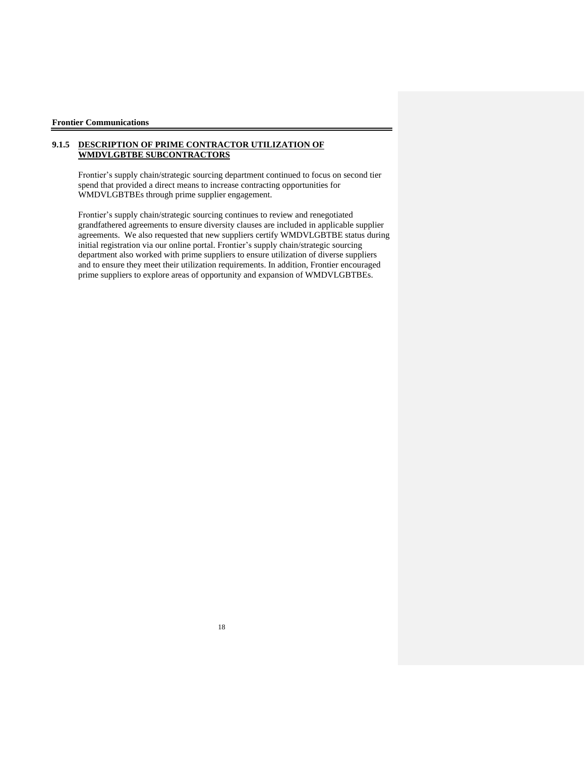### 9.1.5 DESCRIPTION OF PRIME CONTRACTOR UTILIZATION OF WMDVLGBTBE SUBCONTRACTORS

Frontier's supply chain/strategic sourcing department continued to focus on second tier spend that provided a direct means to increase contracting opportunities for WMDVLGBTBEs through prime supplier engagement.

Frontier's supply chain/strategic sourcing continues to review and renegotiated grandfathered agreements to ensure diversity clauses are included in applicable supplier agreements. We also requested that new suppliers certify WMDVLGBTBE status during initial registration via our online portal. Frontier's supply chain/strategic sourcing department also worked with prime suppliers to ensure utilization of diverse suppliers and to ensure they meet their utilization requirements. In addition, Frontier encouraged prime suppliers to explore areas of opportunity and expansion of WMDVLGBTBEs.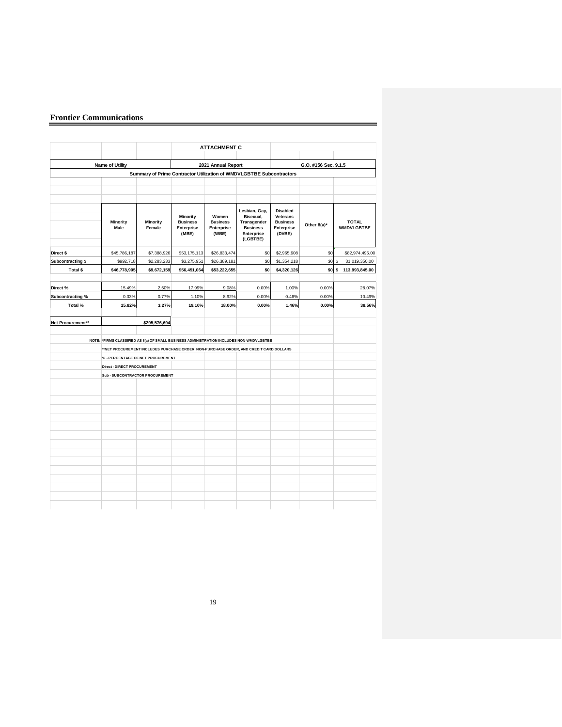## Frontier Communications

**ATTACHMENT C**

| Name of Utility | 2021 Annual Report | G.O. #156 Sec. 9.1.5 |
|---|---|---|

**Summary of Prime Contractor Utilization of WMDVLGBTBE Subcontractors**

| | Minority Male | Minority Female | Minority Business Enterprise (MBE) | Women Business Enterprise (WBE) | Lesbian, Gay, Bisexual, Transgender Business Enterprise (LGBTBE) | Disabled Veterans Business Enterprise (DVBE) | Other 8(a)* | TOTAL WMDVLGBTBE |
|---|---|---|---|---|---|---|---|---|
| Direct $ | $45,786,187 | $7,388,926 | $53,175,113 | $26,833,474 | $0 | $2,965,908 | $0 | $82,974,495.00 |
| Subcontracting $ | $992,718 | $2,283,233 | $3,275,951 | $26,389,181 | $0 | $1,354,218 | $0 | $ 31,019,350.00 |
| **Total $** | **$46,778,905** | **$9,672,159** | **$56,451,064** | **$53,222,655** | **$0** | **$4,320,126** | **$0** | **$ 113,993,845.00** |
| | | | | | | | | |
| Direct % | 15.49% | 2.50% | 17.99% | 9.08% | 0.00% | 1.00% | 0.00% | 28.07% |
| Subcontracting % | 0.33% | 0.77% | 1.10% | 8.92% | 0.00% | 0.46% | 0.00% | 10.49% |
| **Total %** | **15.82%** | **3.27%** | **19.10%** | **18.00%** | **0.00%** | **1.46%** | **0.00%** | **38.56%** |

| Net Procurement** | $295,576,694 |
|---|---|

NOTE: *FIRMS CLASSIFIED AS 8(a) OF SMALL BUSINESS ADMINISTRATION INCLUDES NON-WMDVLGBTBE

**NET PROCUREMENT INCLUDES PURCHASE ORDER, NON-PURCHASE ORDER, AND CREDIT CARD DOLLARS

% - PERCENTAGE OF NET PROCUREMENT

Direct - DIRECT PROCUREMENT

Sub - SUBCONTRACTOR PROCUREMENT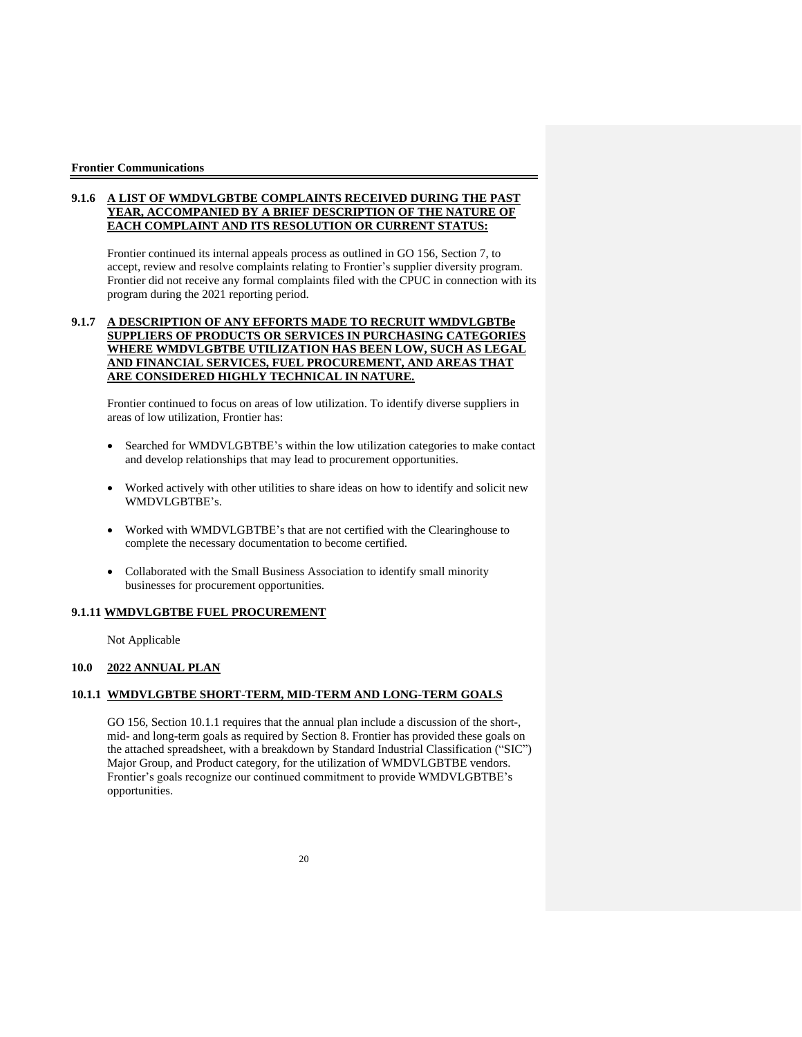### 9.1.6 A LIST OF WMDVLGBTBE COMPLAINTS RECEIVED DURING THE PAST YEAR, ACCOMPANIED BY A BRIEF DESCRIPTION OF THE NATURE OF EACH COMPLAINT AND ITS RESOLUTION OR CURRENT STATUS:

Frontier continued its internal appeals process as outlined in GO 156, Section 7, to accept, review and resolve complaints relating to Frontier's supplier diversity program. Frontier did not receive any formal complaints filed with the CPUC in connection with its program during the 2021 reporting period.

### 9.1.7 A DESCRIPTION OF ANY EFFORTS MADE TO RECRUIT WMDVLGBTBe SUPPLIERS OF PRODUCTS OR SERVICES IN PURCHASING CATEGORIES WHERE WMDVLGBTBE UTILIZATION HAS BEEN LOW, SUCH AS LEGAL AND FINANCIAL SERVICES, FUEL PROCUREMENT, AND AREAS THAT ARE CONSIDERED HIGHLY TECHNICAL IN NATURE.

Frontier continued to focus on areas of low utilization. To identify diverse suppliers in areas of low utilization, Frontier has:

- Searched for WMDVLGBTBE's within the low utilization categories to make contact and develop relationships that may lead to procurement opportunities.
- Worked actively with other utilities to share ideas on how to identify and solicit new WMDVLGBTBE's.
- Worked with WMDVLGBTBE's that are not certified with the Clearinghouse to complete the necessary documentation to become certified.
- Collaborated with the Small Business Association to identify small minority businesses for procurement opportunities.

### 9.1.11 WMDVLGBTBE FUEL PROCUREMENT

Not Applicable

## 10.0 2022 ANNUAL PLAN

### 10.1.1 WMDVLGBTBE SHORT-TERM, MID-TERM AND LONG-TERM GOALS

GO 156, Section 10.1.1 requires that the annual plan include a discussion of the short-, mid- and long-term goals as required by Section 8. Frontier has provided these goals on the attached spreadsheet, with a breakdown by Standard Industrial Classification ("SIC") Major Group, and Product category, for the utilization of WMDVLGBTBE vendors. Frontier's goals recognize our continued commitment to provide WMDVLGBTBE's opportunities.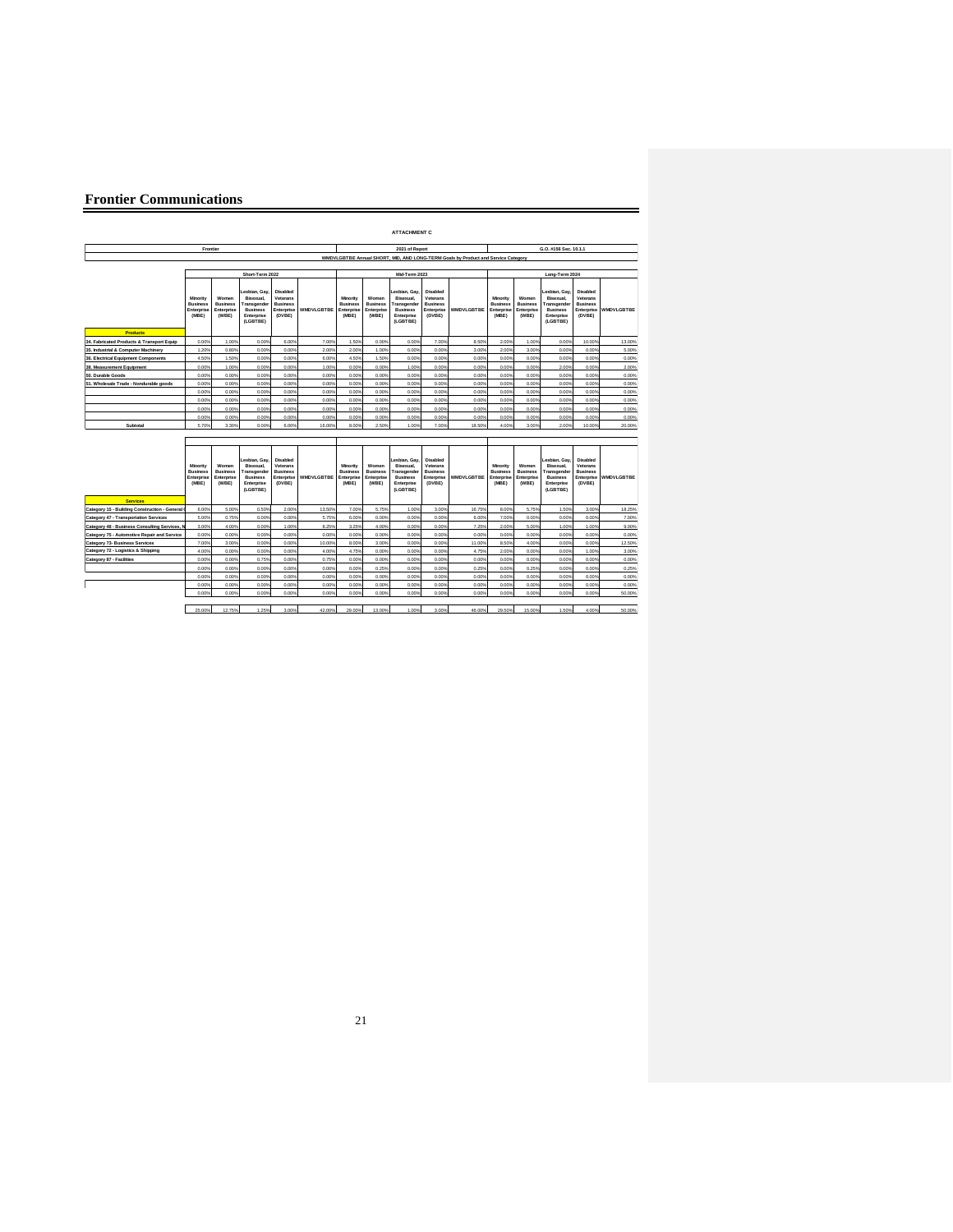# Frontier Communications

**ATTACHMENT C**

| Frontier | | | | | 2021 of Report | | | | | G.O. #156 Sec. 10.1.1 | | | | |
|---|---|---|---|---|---|---|---|---|---|---|---|---|---|---|
| WMDVLGBTBE Annual SHORT, MID, AND LONG-TERM Goals by Product and Service Category | | | | | | | | | | | | | | | |

| | Short-Term 2022 | | | | | Mid-Term 2023 | | | | | Long-Term 2024 | | | | |
|---|---|---|---|---|---|---|---|---|---|---|---|---|---|---|---|
| **Products** | Minority Business Enterprise (MBE) | Women Business Enterprise (WBE) | Lesbian, Gay, Bisexual, Transgender Business Enterprise (LGBTBE) | Disabled Veterans Business Enterprise (DVBE) | WMDVLGBTBE | Minority Business Enterprise (MBE) | Women Business Enterprise (WBE) | Lesbian, Gay, Bisexual, Transgender Business Enterprise (LGBTBE) | Disabled Veterans Business Enterprise (DVBE) | WMDVLGBTBE | Minority Business Enterprise (MBE) | Women Business Enterprise (WBE) | Lesbian, Gay, Bisexual, Transgender Business Enterprise (LGBTBE) | Disabled Veterans Business Enterprise (DVBE) | WMDVLGBTBE |
| 34. Fabricated Products & Transport Equip | 0.00% | 1.00% | 0.00% | 6.00% | 7.00% | 1.50% | 0.00% | 0.00% | 7.00% | 8.50% | 2.00% | 1.00% | 0.00% | 10.00% | 13.00% |
| 35. Industrial & Computer Machinery | 1.20% | 0.80% | 0.00% | 0.00% | 2.00% | 2.00% | 1.00% | 0.00% | 0.00% | 3.00% | 2.00% | 3.00% | 0.00% | 0.00% | 5.00% |
| 36. Electrical Equipment Components | 4.50% | 1.50% | 0.00% | 0.00% | 6.00% | 4.50% | 1.50% | 0.00% | 0.00% | 0.00% | 0.00% | 0.00% | 0.00% | 0.00% | 0.00% |
| 38. Measurement Equipment | 0.00% | 1.00% | 0.00% | 0.00% | 1.00% | 0.00% | 0.00% | 1.00% | 0.00% | 0.00% | 0.00% | 0.00% | 2.00% | 0.00% | 2.00% |
| 50. Durable Goods | 0.00% | 0.00% | 0.00% | 0.00% | 0.00% | 0.00% | 0.00% | 0.00% | 0.00% | 0.00% | 0.00% | 0.00% | 0.00% | 0.00% | 0.00% |
| 51. Wholesale Trade - Nondurable goods | 0.00% | 0.00% | 0.00% | 0.00% | 0.00% | 0.00% | 0.00% | 0.00% | 0.00% | 0.00% | 0.00% | 0.00% | 0.00% | 0.00% | 0.00% |
| | 0.00% | 0.00% | 0.00% | 0.00% | 0.00% | 0.00% | 0.00% | 0.00% | 0.00% | 0.00% | 0.00% | 0.00% | 0.00% | 0.00% | 0.00% |
| | 0.00% | 0.00% | 0.00% | 0.00% | 0.00% | 0.00% | 0.00% | 0.00% | 0.00% | 0.00% | 0.00% | 0.00% | 0.00% | 0.00% | 0.00% |
| | 0.00% | 0.00% | 0.00% | 0.00% | 0.00% | 0.00% | 0.00% | 0.00% | 0.00% | 0.00% | 0.00% | 0.00% | 0.00% | 0.00% | 0.00% |
| | 0.00% | 0.00% | 0.00% | 0.00% | 0.00% | 0.00% | 0.00% | 0.00% | 0.00% | 0.00% | 0.00% | 0.00% | 0.00% | 0.00% | 0.00% |
| Subtotal | 5.70% | 3.30% | 0.00% | 6.00% | 16.00% | 8.00% | 2.50% | 1.00% | 7.00% | 18.50% | 4.00% | 3.00% | 2.00% | 10.00% | 20.00% |

| **Services** | Minority Business Enterprise (MBE) | Women Business Enterprise (WBE) | Lesbian, Gay, Bisexual, Transgender Business Enterprise (LGBTBE) | Disabled Veterans Business Enterprise (DVBE) | WMDVLGBTBE | Minority Business Enterprise (MBE) | Women Business Enterprise (WBE) | Lesbian, Gay, Bisexual, Transgender Business Enterprise (LGBTBE) | Disabled Veterans Business Enterprise (DVBE) | WMDVLGBTBE | Minority Business Enterprise (MBE) | Women Business Enterprise (WBE) | Lesbian, Gay, Bisexual, Transgender Business Enterprise (LGBTBE) | Disabled Veterans Business Enterprise (DVBE) | WMDVLGBTBE |
|---|---|---|---|---|---|---|---|---|---|---|---|---|---|---|---|
| Category 15 - Building Construction - General | 6.00% | 5.00% | 0.50% | 2.00% | 13.50% | 7.00% | 5.75% | 1.00% | 3.00% | 16.75% | 8.00% | 5.75% | 1.50% | 3.00% | 18.25% |
| Category 47 - Transportation Services | 5.00% | 0.75% | 0.00% | 0.00% | 5.75% | 6.00% | 0.00% | 0.00% | 0.00% | 6.00% | 7.00% | 0.00% | 0.00% | 0.00% | 7.00% |
| Category 48 - Business Consulting Services, N | 3.00% | 4.00% | 0.00% | 1.00% | 8.25% | 3.25% | 4.00% | 0.00% | 0.00% | 7.25% | 2.00% | 5.00% | 1.00% | 1.00% | 9.00% |
| Category 75 - Automotive Repair and Service | 0.00% | 0.00% | 0.00% | 0.00% | 0.00% | 0.00% | 0.00% | 0.00% | 0.00% | 0.00% | 0.00% | 0.00% | 0.00% | 0.00% | 0.00% |
| Category 73- Business Services | 7.00% | 3.00% | 0.00% | 0.00% | 10.00% | 8.00% | 3.00% | 0.00% | 0.00% | 11.00% | 8.50% | 4.00% | 0.00% | 0.00% | 12.50% |
| Category 72 - Logistics & Shipping | 4.00% | 0.00% | 0.00% | 0.00% | 4.00% | 4.75% | 0.00% | 0.00% | 0.00% | 4.75% | 2.00% | 0.00% | 0.00% | 1.00% | 3.00% |
| Category 87 - Facilities | 0.00% | 0.00% | 0.75% | 0.00% | 0.75% | 0.00% | 0.00% | 0.00% | 0.00% | 0.00% | 0.00% | 0.00% | 0.00% | 0.00% | 0.00% |
| | 0.00% | 0.00% | 0.00% | 0.00% | 0.00% | 0.00% | 0.25% | 0.00% | 0.00% | 0.25% | 0.00% | 0.25% | 0.00% | 0.00% | 0.25% |
| | 0.00% | 0.00% | 0.00% | 0.00% | 0.00% | 0.00% | 0.00% | 0.00% | 0.00% | 0.00% | 0.00% | 0.00% | 0.00% | 0.00% | 0.00% |
| | 0.00% | 0.00% | 0.00% | 0.00% | 0.00% | 0.00% | 0.00% | 0.00% | 0.00% | 0.00% | 0.00% | 0.00% | 0.00% | 0.00% | 0.00% |
| | 0.00% | 0.00% | 0.00% | 0.00% | 0.00% | 0.00% | 0.00% | 0.00% | 0.00% | 0.00% | 0.00% | 0.00% | 0.00% | 0.00% | 50.00% |
| | 25.00% | 12.75% | 1.25% | 3.00% | 42.00% | 29.00% | 13.00% | 1.00% | 3.00% | 46.00% | 29.50% | 15.00% | 1.50% | 4.00% | 50.00% |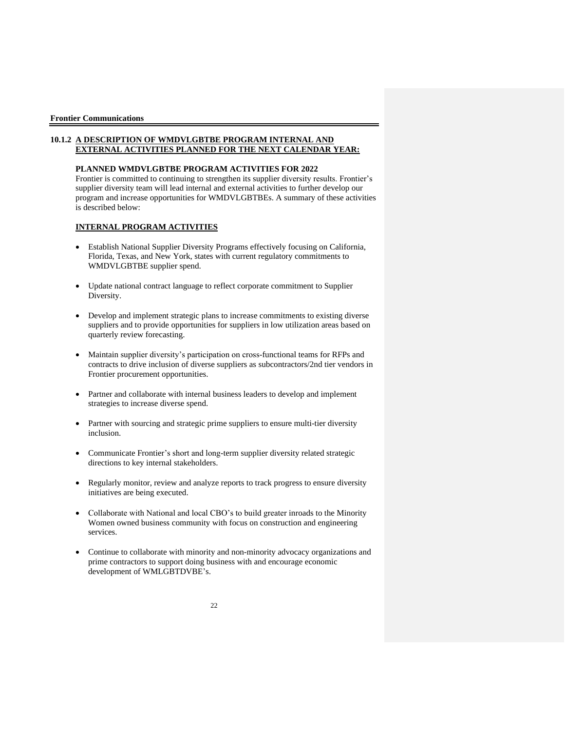## 10.1.2 A DESCRIPTION OF WMDVLGBTBE PROGRAM INTERNAL AND EXTERNAL ACTIVITIES PLANNED FOR THE NEXT CALENDAR YEAR:

**PLANNED WMDVLGBTBE PROGRAM ACTIVITIES FOR 2022**

Frontier is committed to continuing to strengthen its supplier diversity results. Frontier's supplier diversity team will lead internal and external activities to further develop our program and increase opportunities for WMDVLGBTBEs. A summary of these activities is described below:

**INTERNAL PROGRAM ACTIVITIES**

- Establish National Supplier Diversity Programs effectively focusing on California, Florida, Texas, and New York, states with current regulatory commitments to WMDVLGBTBE supplier spend.
- Update national contract language to reflect corporate commitment to Supplier Diversity.
- Develop and implement strategic plans to increase commitments to existing diverse suppliers and to provide opportunities for suppliers in low utilization areas based on quarterly review forecasting.
- Maintain supplier diversity's participation on cross-functional teams for RFPs and contracts to drive inclusion of diverse suppliers as subcontractors/2nd tier vendors in Frontier procurement opportunities.
- Partner and collaborate with internal business leaders to develop and implement strategies to increase diverse spend.
- Partner with sourcing and strategic prime suppliers to ensure multi-tier diversity inclusion.
- Communicate Frontier's short and long-term supplier diversity related strategic directions to key internal stakeholders.
- Regularly monitor, review and analyze reports to track progress to ensure diversity initiatives are being executed.
- Collaborate with National and local CBO's to build greater inroads to the Minority Women owned business community with focus on construction and engineering services.
- Continue to collaborate with minority and non-minority advocacy organizations and prime contractors to support doing business with and encourage economic development of WMLGBTDVBE's.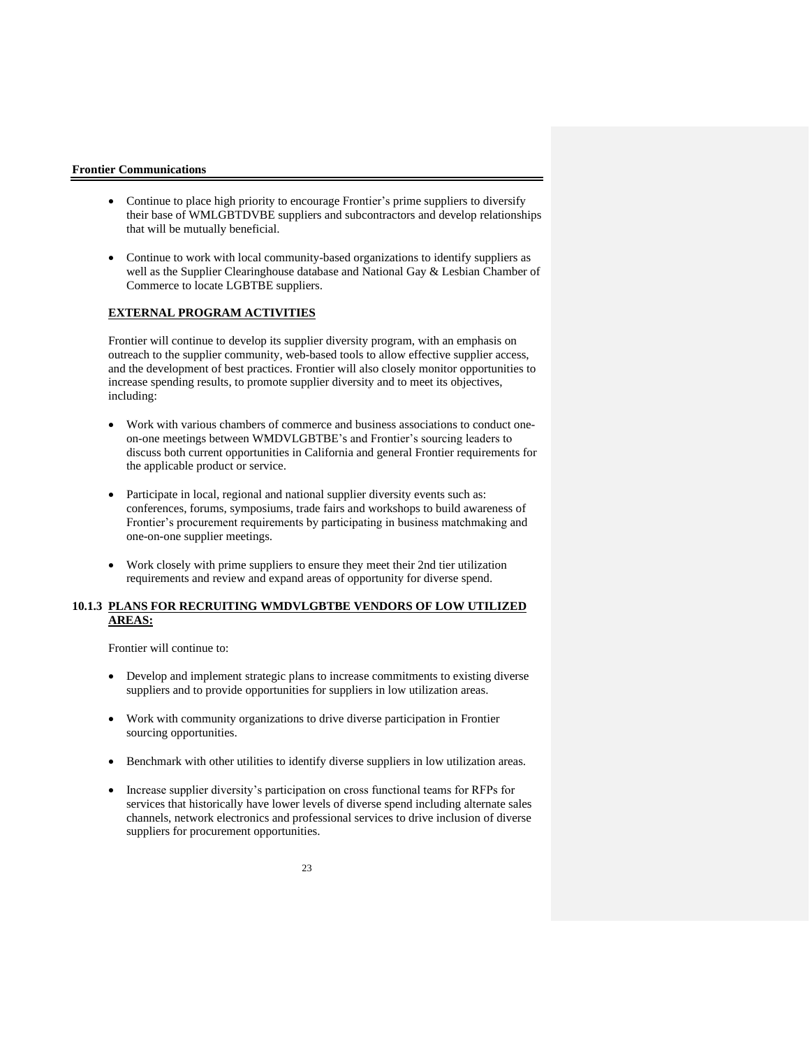- Continue to place high priority to encourage Frontier's prime suppliers to diversify their base of WMLGBTDVBE suppliers and subcontractors and develop relationships that will be mutually beneficial.

- Continue to work with local community-based organizations to identify suppliers as well as the Supplier Clearinghouse database and National Gay & Lesbian Chamber of Commerce to locate LGBTBE suppliers.

**EXTERNAL PROGRAM ACTIVITIES**

Frontier will continue to develop its supplier diversity program, with an emphasis on outreach to the supplier community, web-based tools to allow effective supplier access, and the development of best practices. Frontier will also closely monitor opportunities to increase spending results, to promote supplier diversity and to meet its objectives, including:

- Work with various chambers of commerce and business associations to conduct one-on-one meetings between WMDVLGBTBE's and Frontier's sourcing leaders to discuss both current opportunities in California and general Frontier requirements for the applicable product or service.

- Participate in local, regional and national supplier diversity events such as: conferences, forums, symposiums, trade fairs and workshops to build awareness of Frontier's procurement requirements by participating in business matchmaking and one-on-one supplier meetings.

- Work closely with prime suppliers to ensure they meet their 2nd tier utilization requirements and review and expand areas of opportunity for diverse spend.

### 10.1.3 PLANS FOR RECRUITING WMDVLGBTBE VENDORS OF LOW UTILIZED AREAS:

Frontier will continue to:

- Develop and implement strategic plans to increase commitments to existing diverse suppliers and to provide opportunities for suppliers in low utilization areas.

- Work with community organizations to drive diverse participation in Frontier sourcing opportunities.

- Benchmark with other utilities to identify diverse suppliers in low utilization areas.

- Increase supplier diversity's participation on cross functional teams for RFPs for services that historically have lower levels of diverse spend including alternate sales channels, network electronics and professional services to drive inclusion of diverse suppliers for procurement opportunities.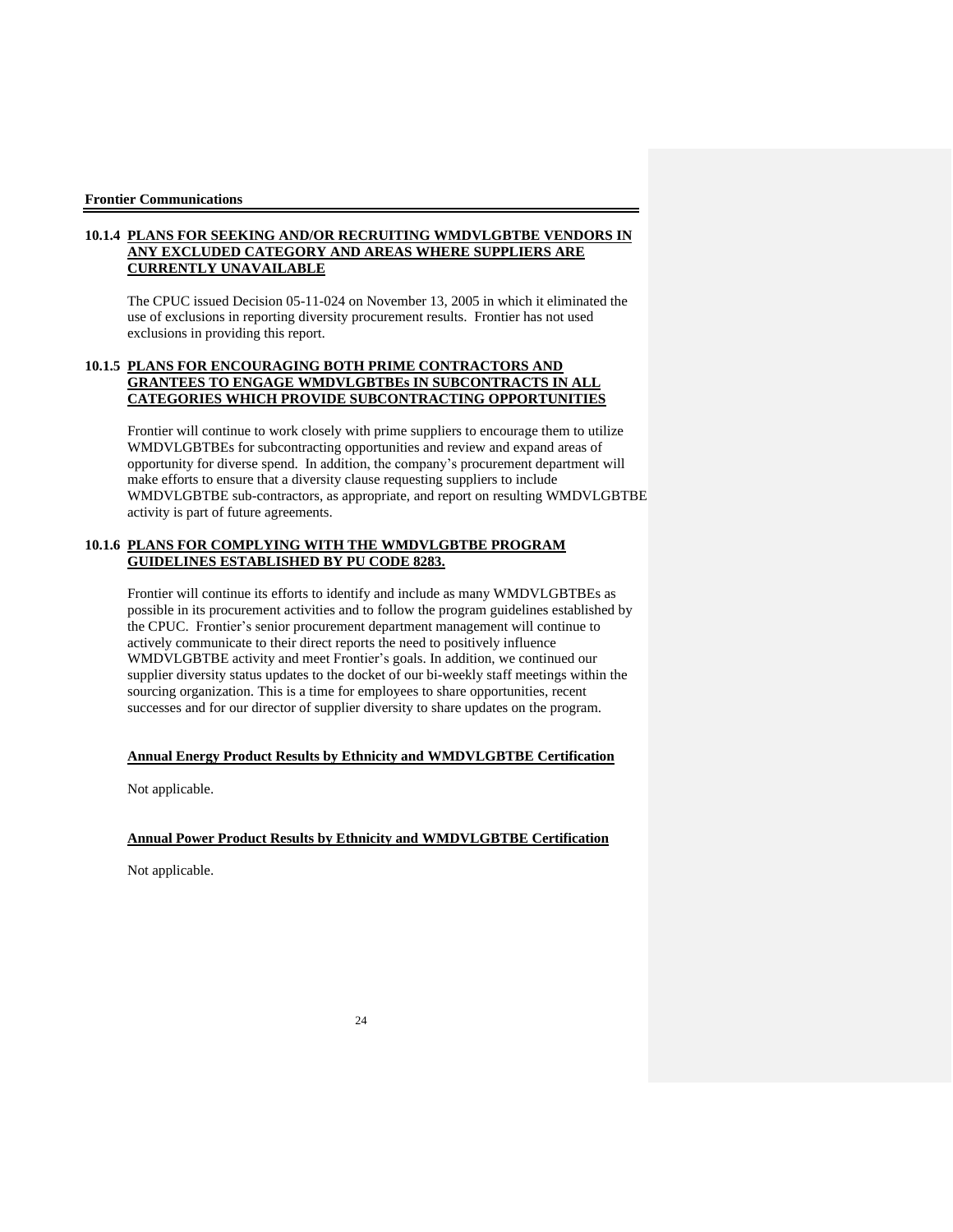### 10.1.4 PLANS FOR SEEKING AND/OR RECRUITING WMDVLGBTBE VENDORS IN ANY EXCLUDED CATEGORY AND AREAS WHERE SUPPLIERS ARE CURRENTLY UNAVAILABLE

The CPUC issued Decision 05-11-024 on November 13, 2005 in which it eliminated the use of exclusions in reporting diversity procurement results. Frontier has not used exclusions in providing this report.

### 10.1.5 PLANS FOR ENCOURAGING BOTH PRIME CONTRACTORS AND GRANTEES TO ENGAGE WMDVLGBTBEs IN SUBCONTRACTS IN ALL CATEGORIES WHICH PROVIDE SUBCONTRACTING OPPORTUNITIES

Frontier will continue to work closely with prime suppliers to encourage them to utilize WMDVLGBTBEs for subcontracting opportunities and review and expand areas of opportunity for diverse spend. In addition, the company's procurement department will make efforts to ensure that a diversity clause requesting suppliers to include WMDVLGBTBE sub-contractors, as appropriate, and report on resulting WMDVLGBTBE activity is part of future agreements.

### 10.1.6 PLANS FOR COMPLYING WITH THE WMDVLGBTBE PROGRAM GUIDELINES ESTABLISHED BY PU CODE 8283.

Frontier will continue its efforts to identify and include as many WMDVLGBTBEs as possible in its procurement activities and to follow the program guidelines established by the CPUC. Frontier's senior procurement department management will continue to actively communicate to their direct reports the need to positively influence WMDVLGBTBE activity and meet Frontier's goals. In addition, we continued our supplier diversity status updates to the docket of our bi-weekly staff meetings within the sourcing organization. This is a time for employees to share opportunities, recent successes and for our director of supplier diversity to share updates on the program.

**Annual Energy Product Results by Ethnicity and WMDVLGBTBE Certification**

Not applicable.

**Annual Power Product Results by Ethnicity and WMDVLGBTBE Certification**

Not applicable.